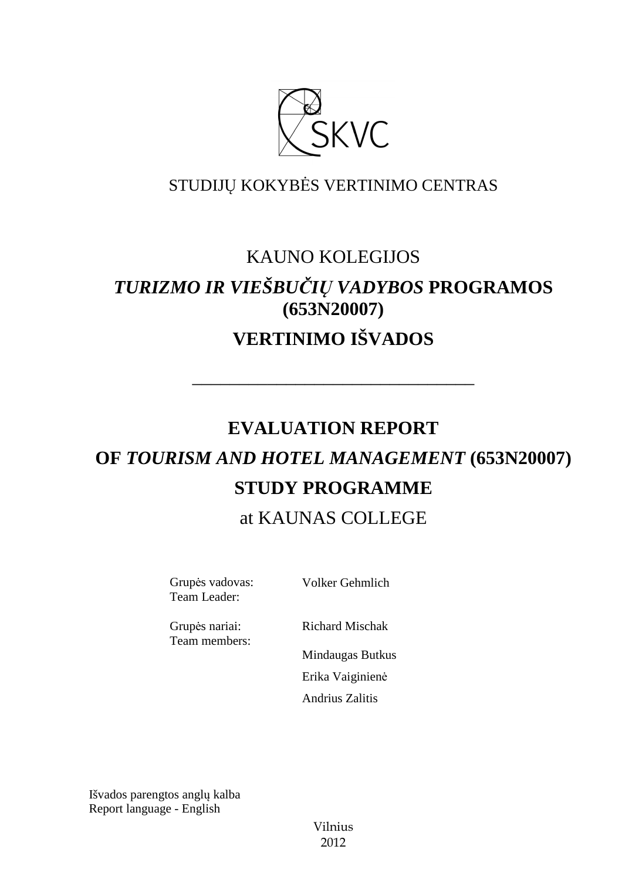SKVC

STUDIJŲ KOKYBĖS VERTINIMO CENTRAS

KAUNO KOLEGIJOS

# *TURIZMO IR VIEŠBUČIŲ VADYBOS* PROGRAMOS (653N20007)

# VERTINIMO IŠVADOS

---

# EVALUATION REPORT

# OF *TOURISM AND HOTEL MANAGEMENT* (653N20007) STUDY PROGRAMME

at KAUNAS COLLEGE

| | |
|---|---|
| Grupės vadovas:<br>Team Leader: | Volker Gehmlich |
| Grupės nariai:<br>Team members: | Richard Mischak<br>Mindaugas Butkus<br>Erika Vaiginienė<br>Andrius Zalitis |

Išvados parengtos anglų kalba
Report language - English

Vilnius
2012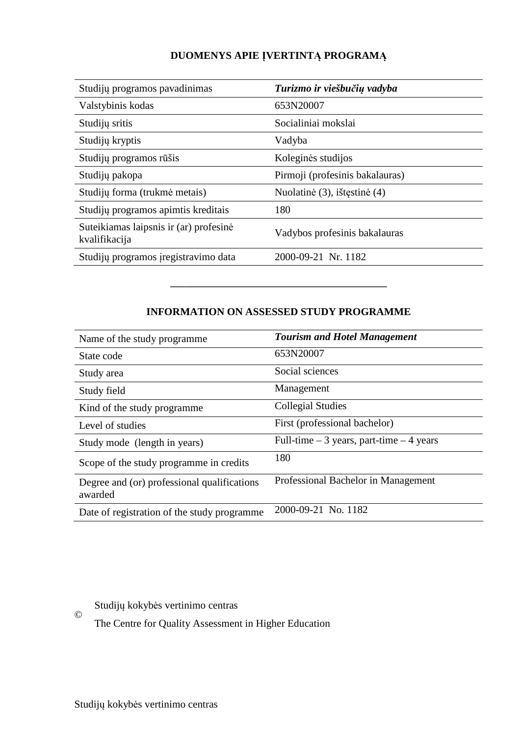## DUOMENYS APIE ĮVERTINTĄ PROGRAMĄ

| | |
|---|---|
| Studijų programos pavadinimas | ***Turizmo ir viešbučių vadyba*** |
| Valstybinis kodas | 653N20007 |
| Studijų sritis | Socialiniai mokslai |
| Studijų kryptis | Vadyba |
| Studijų programos rūšis | Koleginės studijos |
| Studijų pakopa | Pirmoji (profesinis bakalauras) |
| Studijų forma (trukmė metais) | Nuolatinė (3), ištęstinė (4) |
| Studijų programos apimtis kreditais | 180 |
| Suteikiamas laipsnis ir (ar) profesinė kvalifikacija | Vadybos profesinis bakalauras |
| Studijų programos įregistravimo data | 2000-09-21 Nr. 1182 |

---

## INFORMATION ON ASSESSED STUDY PROGRAMME

| | |
|---|---|
| Name of the study programme | ***Tourism and Hotel Management*** |
| State code | 653N20007 |
| Study area | Social sciences |
| Study field | Management |
| Kind of the study programme | Collegial Studies |
| Level of studies | First (professional bachelor) |
| Study mode (length in years) | Full-time – 3 years, part-time – 4 years |
| Scope of the study programme in credits | 180 |
| Degree and (or) professional qualifications awarded | Professional Bachelor in Management |
| Date of registration of the study programme | 2000-09-21 No. 1182 |

© Studijų kokybės vertinimo centras

The Centre for Quality Assessment in Higher Education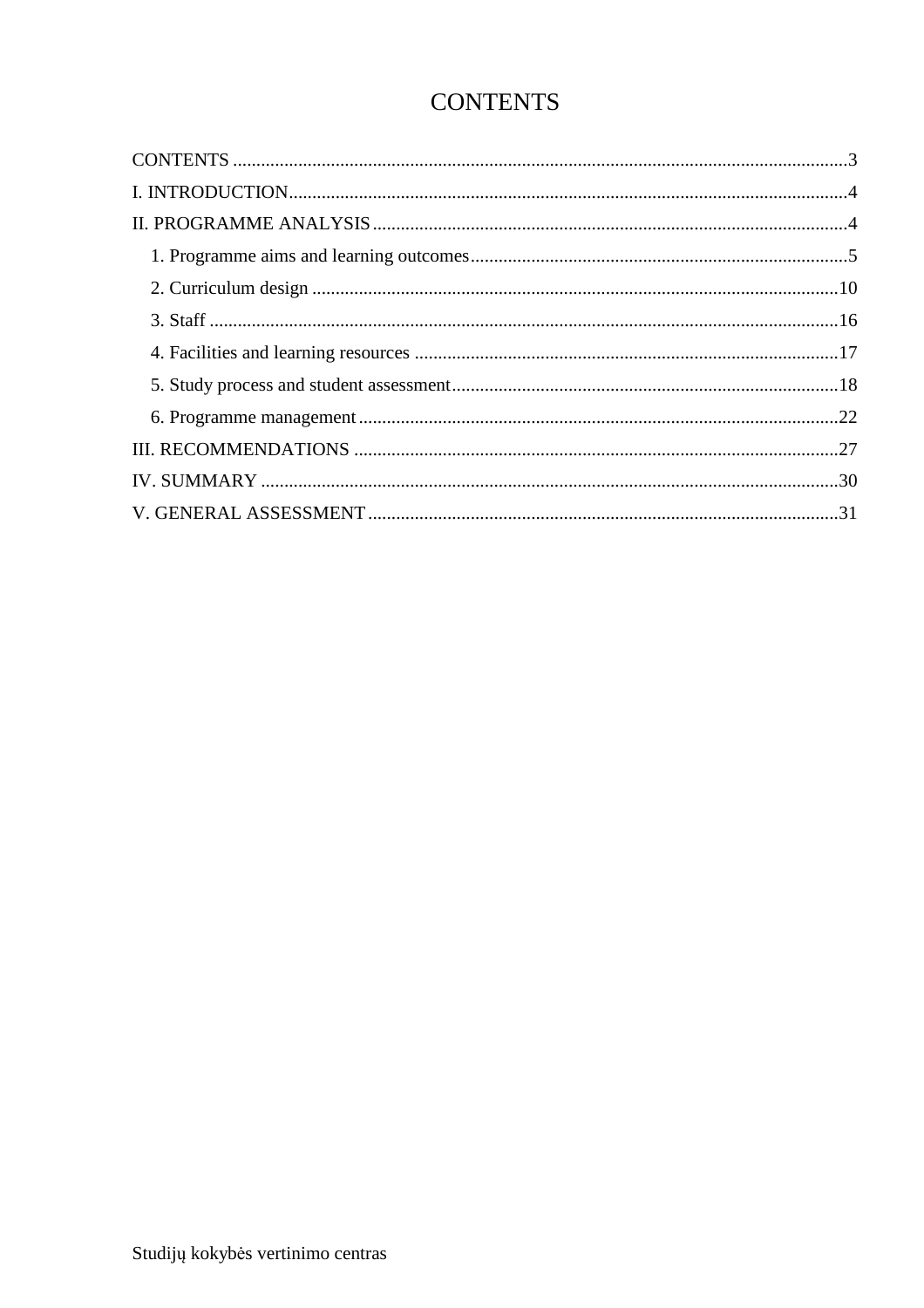# CONTENTS

CONTENTS ..................................................................................................................................3

I. INTRODUCTION.......................................................................................................................4

II. PROGRAMME ANALYSIS.....................................................................................................4

1. Programme aims and learning outcomes................................................................................5
2. Curriculum design ................................................................................................................10
3. Staff ......................................................................................................................................16
4. Facilities and learning resources ..........................................................................................17
5. Study process and student assessment...................................................................................18
6. Programme management......................................................................................................22

III. RECOMMENDATIONS .......................................................................................................27

IV. SUMMARY ...........................................................................................................................30

V. GENERAL ASSESSMENT....................................................................................................31

Studijų kokybės vertinimo centras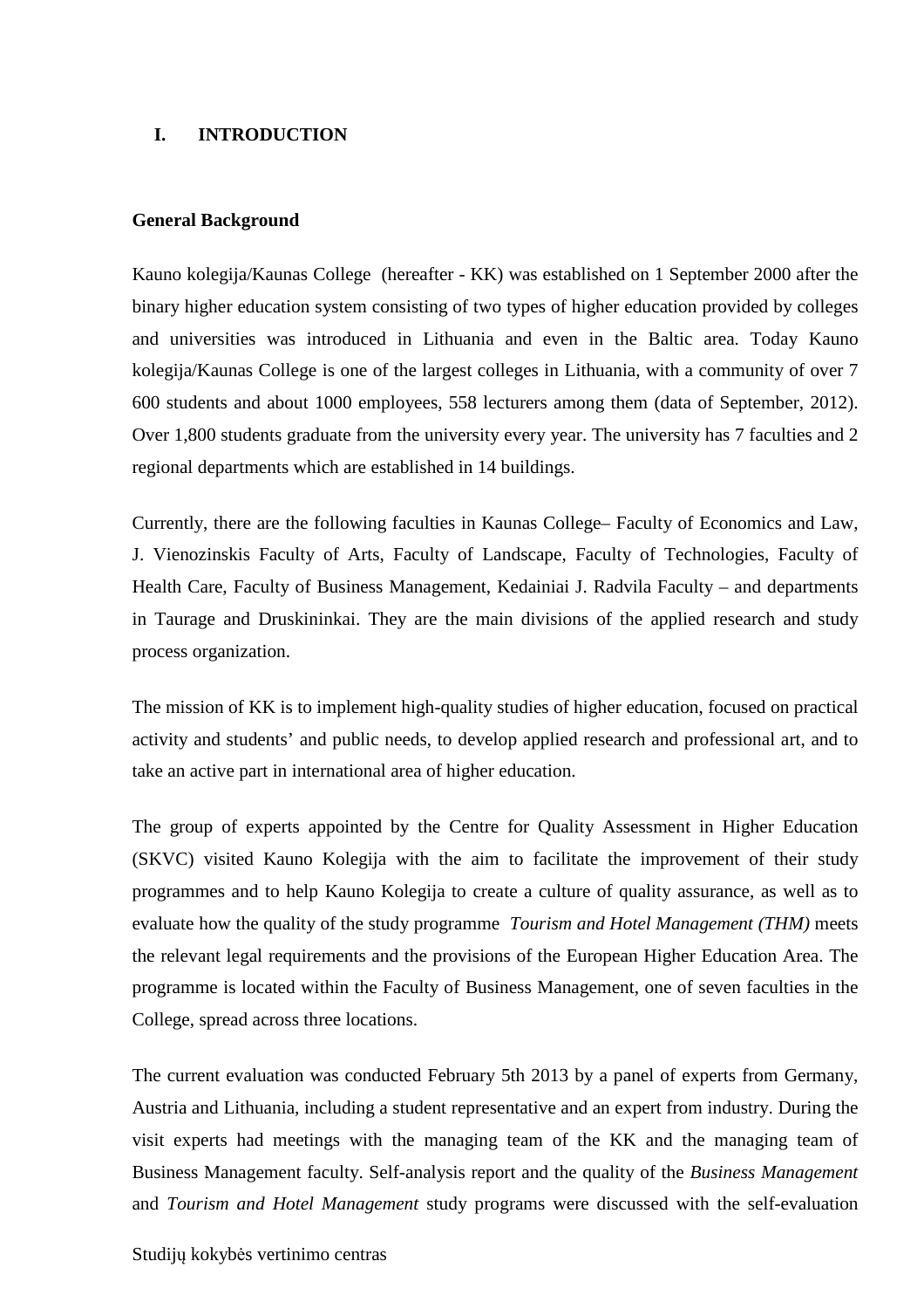## I. INTRODUCTION

**General Background**

Kauno kolegija/Kaunas College (hereafter - KK) was established on 1 September 2000 after the binary higher education system consisting of two types of higher education provided by colleges and universities was introduced in Lithuania and even in the Baltic area. Today Kauno kolegija/Kaunas College is one of the largest colleges in Lithuania, with a community of over 7 600 students and about 1000 employees, 558 lecturers among them (data of September, 2012). Over 1,800 students graduate from the university every year. The university has 7 faculties and 2 regional departments which are established in 14 buildings.

Currently, there are the following faculties in Kaunas College– Faculty of Economics and Law, J. Vienozinskis Faculty of Arts, Faculty of Landscape, Faculty of Technologies, Faculty of Health Care, Faculty of Business Management, Kedainiai J. Radvila Faculty – and departments in Taurage and Druskininkai. They are the main divisions of the applied research and study process organization.

The mission of KK is to implement high-quality studies of higher education, focused on practical activity and students' and public needs, to develop applied research and professional art, and to take an active part in international area of higher education.

The group of experts appointed by the Centre for Quality Assessment in Higher Education (SKVC) visited Kauno Kolegija with the aim to facilitate the improvement of their study programmes and to help Kauno Kolegija to create a culture of quality assurance, as well as to evaluate how the quality of the study programme *Tourism and Hotel Management (THM)* meets the relevant legal requirements and the provisions of the European Higher Education Area. The programme is located within the Faculty of Business Management, one of seven faculties in the College, spread across three locations.

The current evaluation was conducted February 5th 2013 by a panel of experts from Germany, Austria and Lithuania, including a student representative and an expert from industry. During the visit experts had meetings with the managing team of the KK and the managing team of Business Management faculty. Self-analysis report and the quality of the *Business Management* and *Tourism and Hotel Management* study programs were discussed with the self-evaluation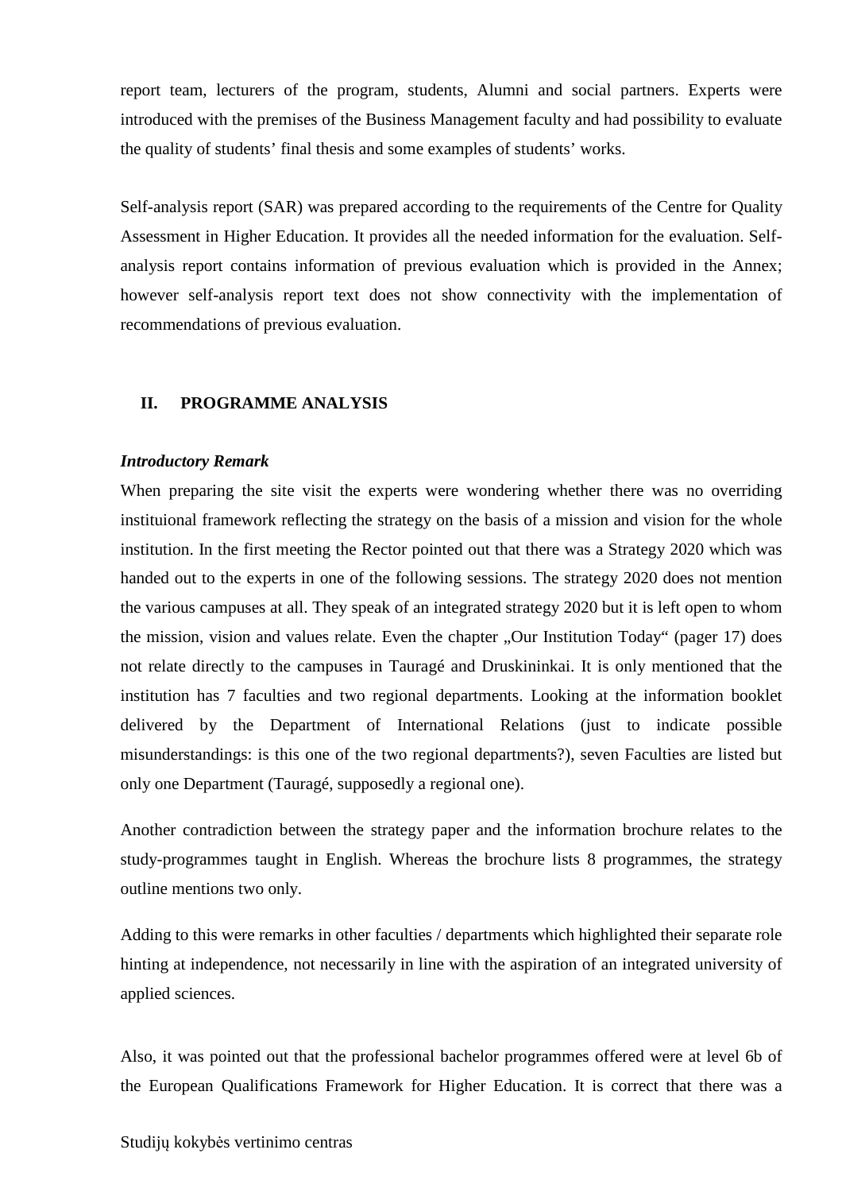report team, lecturers of the program, students, Alumni and social partners. Experts were introduced with the premises of the Business Management faculty and had possibility to evaluate the quality of students' final thesis and some examples of students' works.

Self-analysis report (SAR) was prepared according to the requirements of the Centre for Quality Assessment in Higher Education. It provides all the needed information for the evaluation. Self-analysis report contains information of previous evaluation which is provided in the Annex; however self-analysis report text does not show connectivity with the implementation of recommendations of previous evaluation.

## II. PROGRAMME ANALYSIS

***Introductory Remark***

When preparing the site visit the experts were wondering whether there was no overriding instituional framework reflecting the strategy on the basis of a mission and vision for the whole institution. In the first meeting the Rector pointed out that there was a Strategy 2020 which was handed out to the experts in one of the following sessions. The strategy 2020 does not mention the various campuses at all. They speak of an integrated strategy 2020 but it is left open to whom the mission, vision and values relate. Even the chapter „Our Institution Today" (pager 17) does not relate directly to the campuses in Tauragé and Druskininkai. It is only mentioned that the institution has 7 faculties and two regional departments. Looking at the information booklet delivered by the Department of International Relations (just to indicate possible misunderstandings: is this one of the two regional departments?), seven Faculties are listed but only one Department (Tauragé, supposedly a regional one).

Another contradiction between the strategy paper and the information brochure relates to the study-programmes taught in English. Whereas the brochure lists 8 programmes, the strategy outline mentions two only.

Adding to this were remarks in other faculties / departments which highlighted their separate role hinting at independence, not necessarily in line with the aspiration of an integrated university of applied sciences.

Also, it was pointed out that the professional bachelor programmes offered were at level 6b of the European Qualifications Framework for Higher Education. It is correct that there was a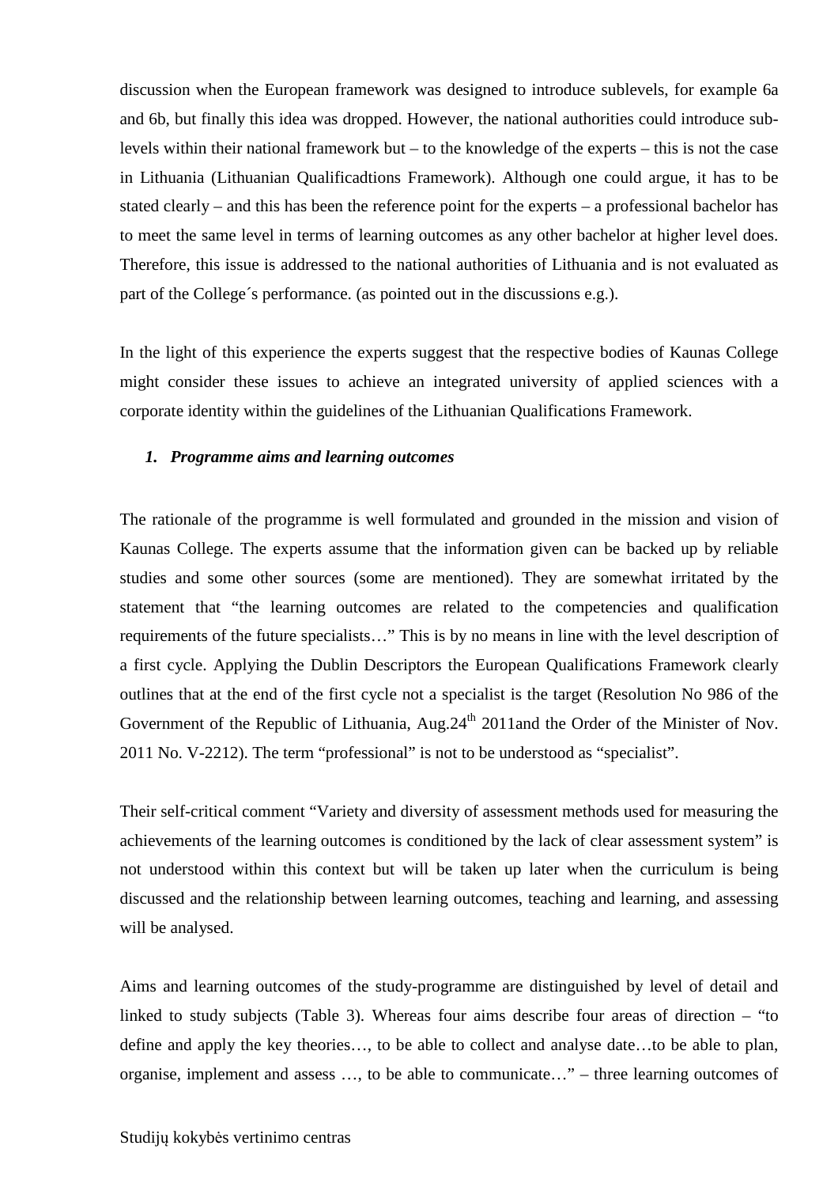discussion when the European framework was designed to introduce sublevels, for example 6a and 6b, but finally this idea was dropped. However, the national authorities could introduce sub-levels within their national framework but – to the knowledge of the experts – this is not the case in Lithuania (Lithuanian Qualificadtions Framework). Although one could argue, it has to be stated clearly – and this has been the reference point for the experts – a professional bachelor has to meet the same level in terms of learning outcomes as any other bachelor at higher level does. Therefore, this issue is addressed to the national authorities of Lithuania and is not evaluated as part of the College´s performance. (as pointed out in the discussions e.g.).

In the light of this experience the experts suggest that the respective bodies of Kaunas College might consider these issues to achieve an integrated university of applied sciences with a corporate identity within the guidelines of the Lithuanian Qualifications Framework.

### *1. Programme aims and learning outcomes*

The rationale of the programme is well formulated and grounded in the mission and vision of Kaunas College. The experts assume that the information given can be backed up by reliable studies and some other sources (some are mentioned). They are somewhat irritated by the statement that "the learning outcomes are related to the competencies and qualification requirements of the future specialists…" This is by no means in line with the level description of a first cycle. Applying the Dublin Descriptors the European Qualifications Framework clearly outlines that at the end of the first cycle not a specialist is the target (Resolution No 986 of the Government of the Republic of Lithuania, Aug.24th 2011and the Order of the Minister of Nov. 2011 No. V-2212). The term "professional" is not to be understood as "specialist".

Their self-critical comment "Variety and diversity of assessment methods used for measuring the achievements of the learning outcomes is conditioned by the lack of clear assessment system" is not understood within this context but will be taken up later when the curriculum is being discussed and the relationship between learning outcomes, teaching and learning, and assessing will be analysed.

Aims and learning outcomes of the study-programme are distinguished by level of detail and linked to study subjects (Table 3). Whereas four aims describe four areas of direction – "to define and apply the key theories…, to be able to collect and analyse date…to be able to plan, organise, implement and assess …, to be able to communicate…" – three learning outcomes of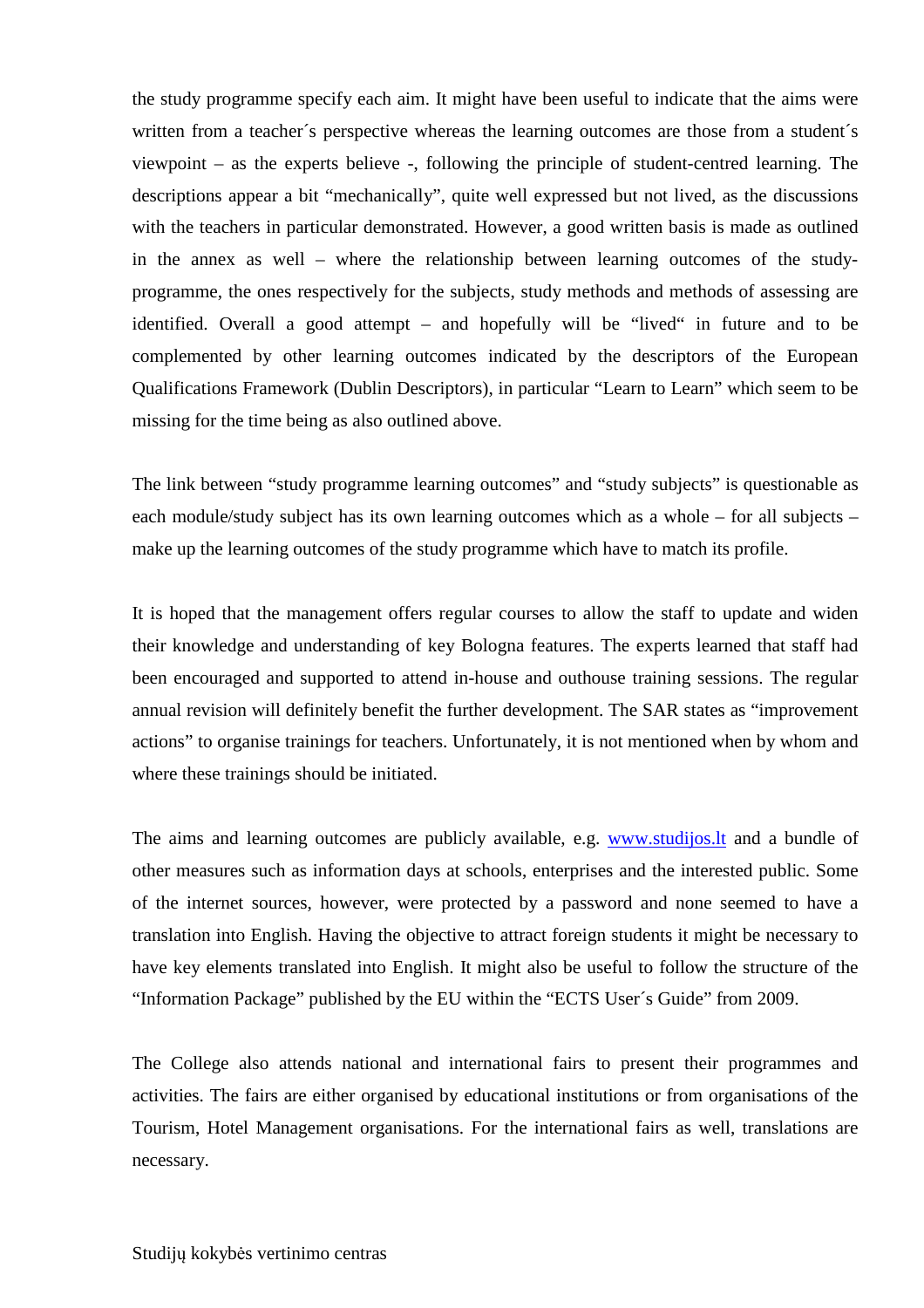the study programme specify each aim. It might have been useful to indicate that the aims were written from a teacher´s perspective whereas the learning outcomes are those from a student´s viewpoint – as the experts believe -, following the principle of student-centred learning. The descriptions appear a bit "mechanically", quite well expressed but not lived, as the discussions with the teachers in particular demonstrated. However, a good written basis is made as outlined in the annex as well – where the relationship between learning outcomes of the study-programme, the ones respectively for the subjects, study methods and methods of assessing are identified. Overall a good attempt – and hopefully will be "lived" in future and to be complemented by other learning outcomes indicated by the descriptors of the European Qualifications Framework (Dublin Descriptors), in particular "Learn to Learn" which seem to be missing for the time being as also outlined above.

The link between "study programme learning outcomes" and "study subjects" is questionable as each module/study subject has its own learning outcomes which as a whole – for all subjects – make up the learning outcomes of the study programme which have to match its profile.

It is hoped that the management offers regular courses to allow the staff to update and widen their knowledge and understanding of key Bologna features. The experts learned that staff had been encouraged and supported to attend in-house and outhouse training sessions. The regular annual revision will definitely benefit the further development. The SAR states as "improvement actions" to organise trainings for teachers. Unfortunately, it is not mentioned when by whom and where these trainings should be initiated.

The aims and learning outcomes are publicly available, e.g. [www.studijos.lt](http://www.studijos.lt) and a bundle of other measures such as information days at schools, enterprises and the interested public. Some of the internet sources, however, were protected by a password and none seemed to have a translation into English. Having the objective to attract foreign students it might be necessary to have key elements translated into English. It might also be useful to follow the structure of the "Information Package" published by the EU within the "ECTS User´s Guide" from 2009.

The College also attends national and international fairs to present their programmes and activities. The fairs are either organised by educational institutions or from organisations of the Tourism, Hotel Management organisations. For the international fairs as well, translations are necessary.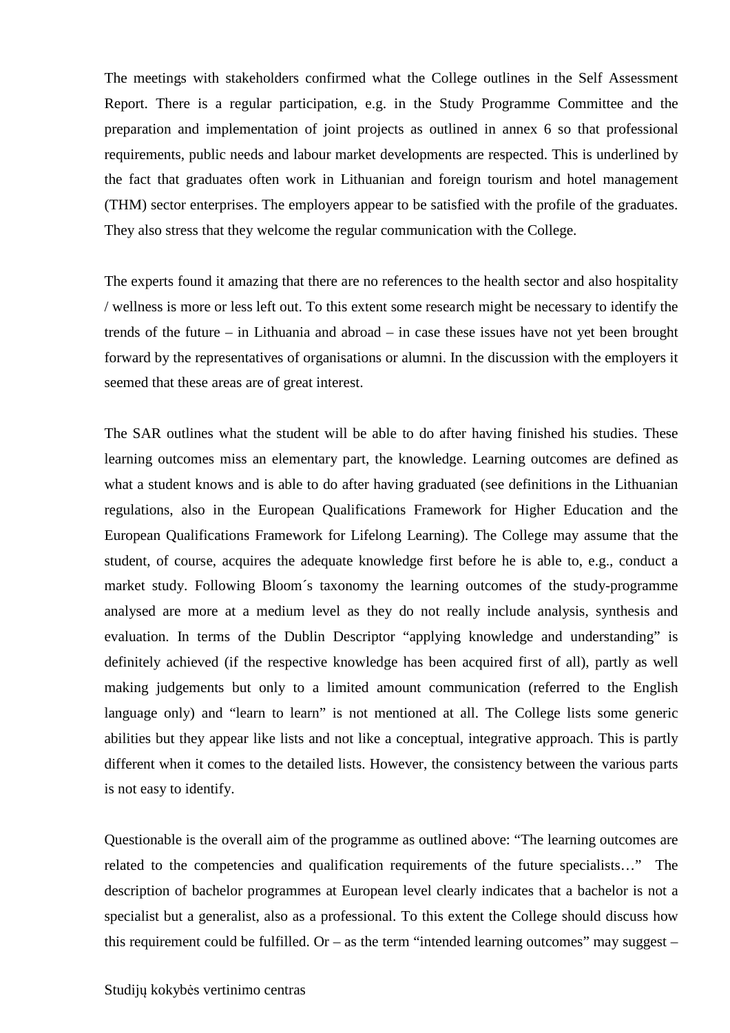The meetings with stakeholders confirmed what the College outlines in the Self Assessment Report. There is a regular participation, e.g. in the Study Programme Committee and the preparation and implementation of joint projects as outlined in annex 6 so that professional requirements, public needs and labour market developments are respected. This is underlined by the fact that graduates often work in Lithuanian and foreign tourism and hotel management (THM) sector enterprises. The employers appear to be satisfied with the profile of the graduates. They also stress that they welcome the regular communication with the College.

The experts found it amazing that there are no references to the health sector and also hospitality / wellness is more or less left out. To this extent some research might be necessary to identify the trends of the future – in Lithuania and abroad – in case these issues have not yet been brought forward by the representatives of organisations or alumni. In the discussion with the employers it seemed that these areas are of great interest.

The SAR outlines what the student will be able to do after having finished his studies. These learning outcomes miss an elementary part, the knowledge. Learning outcomes are defined as what a student knows and is able to do after having graduated (see definitions in the Lithuanian regulations, also in the European Qualifications Framework for Higher Education and the European Qualifications Framework for Lifelong Learning). The College may assume that the student, of course, acquires the adequate knowledge first before he is able to, e.g., conduct a market study. Following Bloom´s taxonomy the learning outcomes of the study-programme analysed are more at a medium level as they do not really include analysis, synthesis and evaluation. In terms of the Dublin Descriptor "applying knowledge and understanding" is definitely achieved (if the respective knowledge has been acquired first of all), partly as well making judgements but only to a limited amount communication (referred to the English language only) and "learn to learn" is not mentioned at all. The College lists some generic abilities but they appear like lists and not like a conceptual, integrative approach. This is partly different when it comes to the detailed lists. However, the consistency between the various parts is not easy to identify.

Questionable is the overall aim of the programme as outlined above: "The learning outcomes are related to the competencies and qualification requirements of the future specialists…" The description of bachelor programmes at European level clearly indicates that a bachelor is not a specialist but a generalist, also as a professional. To this extent the College should discuss how this requirement could be fulfilled. Or – as the term "intended learning outcomes" may suggest –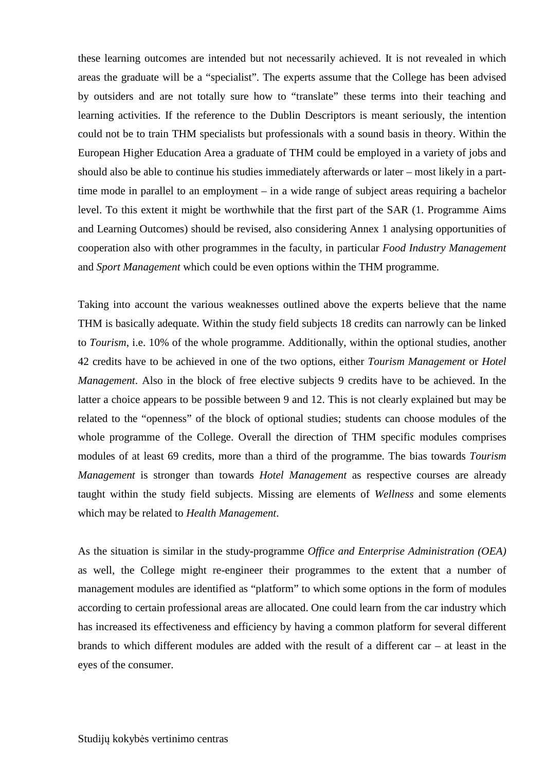these learning outcomes are intended but not necessarily achieved. It is not revealed in which areas the graduate will be a "specialist". The experts assume that the College has been advised by outsiders and are not totally sure how to "translate" these terms into their teaching and learning activities. If the reference to the Dublin Descriptors is meant seriously, the intention could not be to train THM specialists but professionals with a sound basis in theory. Within the European Higher Education Area a graduate of THM could be employed in a variety of jobs and should also be able to continue his studies immediately afterwards or later – most likely in a part-time mode in parallel to an employment – in a wide range of subject areas requiring a bachelor level. To this extent it might be worthwhile that the first part of the SAR (1. Programme Aims and Learning Outcomes) should be revised, also considering Annex 1 analysing opportunities of cooperation also with other programmes in the faculty, in particular *Food Industry Management* and *Sport Management* which could be even options within the THM programme.

Taking into account the various weaknesses outlined above the experts believe that the name THM is basically adequate. Within the study field subjects 18 credits can narrowly can be linked to *Tourism*, i.e. 10% of the whole programme. Additionally, within the optional studies, another 42 credits have to be achieved in one of the two options, either *Tourism Management* or *Hotel Management*. Also in the block of free elective subjects 9 credits have to be achieved. In the latter a choice appears to be possible between 9 and 12. This is not clearly explained but may be related to the "openness" of the block of optional studies; students can choose modules of the whole programme of the College. Overall the direction of THM specific modules comprises modules of at least 69 credits, more than a third of the programme. The bias towards *Tourism Management* is stronger than towards *Hotel Management* as respective courses are already taught within the study field subjects. Missing are elements of *Wellness* and some elements which may be related to *Health Management*.

As the situation is similar in the study-programme *Office and Enterprise Administration (OEA)* as well, the College might re-engineer their programmes to the extent that a number of management modules are identified as "platform" to which some options in the form of modules according to certain professional areas are allocated. One could learn from the car industry which has increased its effectiveness and efficiency by having a common platform for several different brands to which different modules are added with the result of a different car – at least in the eyes of the consumer.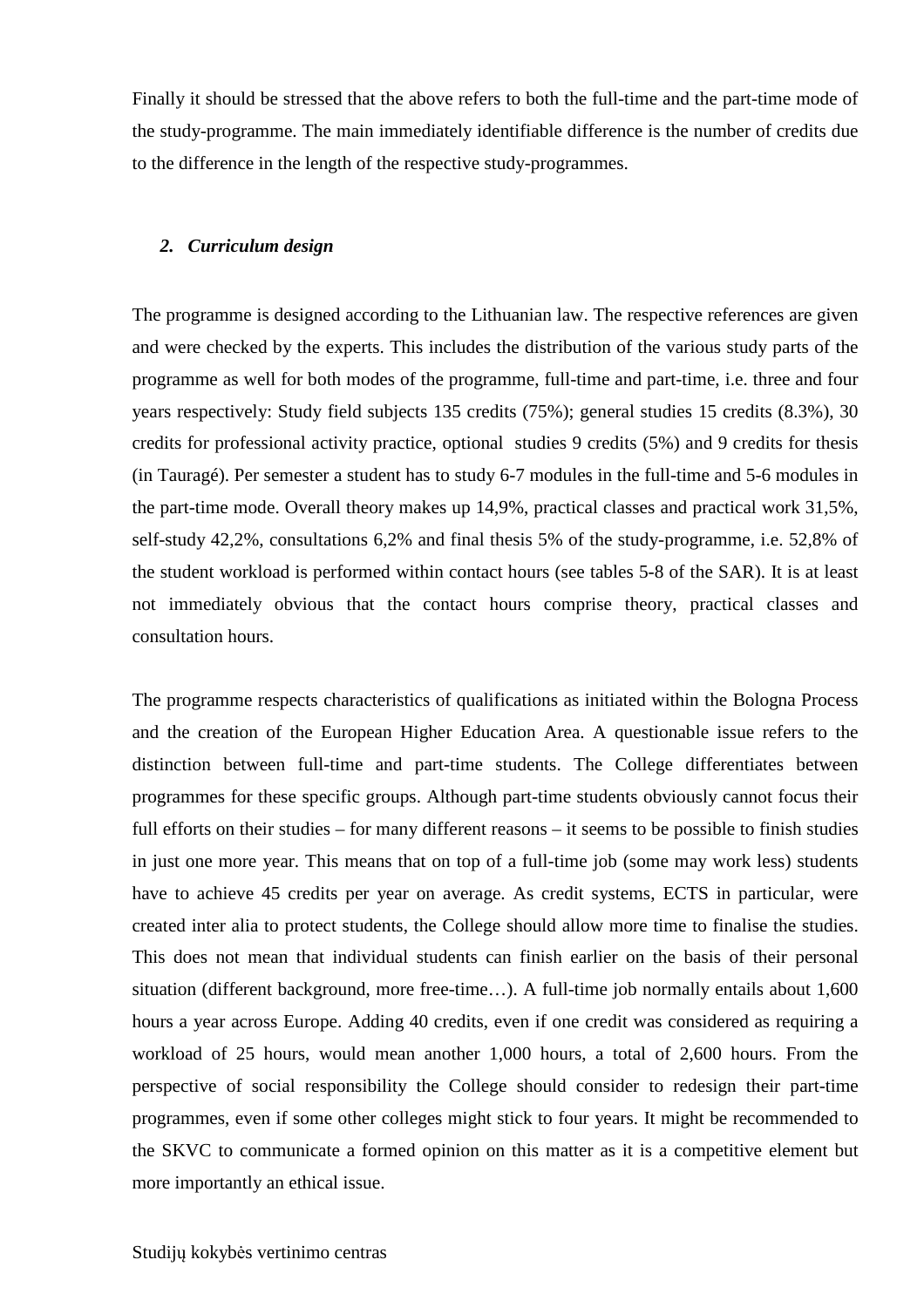Finally it should be stressed that the above refers to both the full-time and the part-time mode of the study-programme. The main immediately identifiable difference is the number of credits due to the difference in the length of the respective study-programmes.

## 2. *Curriculum design*

The programme is designed according to the Lithuanian law. The respective references are given and were checked by the experts. This includes the distribution of the various study parts of the programme as well for both modes of the programme, full-time and part-time, i.e. three and four years respectively: Study field subjects 135 credits (75%); general studies 15 credits (8.3%), 30 credits for professional activity practice, optional studies 9 credits (5%) and 9 credits for thesis (in Tauragė). Per semester a student has to study 6-7 modules in the full-time and 5-6 modules in the part-time mode. Overall theory makes up 14,9%, practical classes and practical work 31,5%, self-study 42,2%, consultations 6,2% and final thesis 5% of the study-programme, i.e. 52,8% of the student workload is performed within contact hours (see tables 5-8 of the SAR). It is at least not immediately obvious that the contact hours comprise theory, practical classes and consultation hours.

The programme respects characteristics of qualifications as initiated within the Bologna Process and the creation of the European Higher Education Area. A questionable issue refers to the distinction between full-time and part-time students. The College differentiates between programmes for these specific groups. Although part-time students obviously cannot focus their full efforts on their studies – for many different reasons – it seems to be possible to finish studies in just one more year. This means that on top of a full-time job (some may work less) students have to achieve 45 credits per year on average. As credit systems, ECTS in particular, were created inter alia to protect students, the College should allow more time to finalise the studies. This does not mean that individual students can finish earlier on the basis of their personal situation (different background, more free-time…). A full-time job normally entails about 1,600 hours a year across Europe. Adding 40 credits, even if one credit was considered as requiring a workload of 25 hours, would mean another 1,000 hours, a total of 2,600 hours. From the perspective of social responsibility the College should consider to redesign their part-time programmes, even if some other colleges might stick to four years. It might be recommended to the SKVC to communicate a formed opinion on this matter as it is a competitive element but more importantly an ethical issue.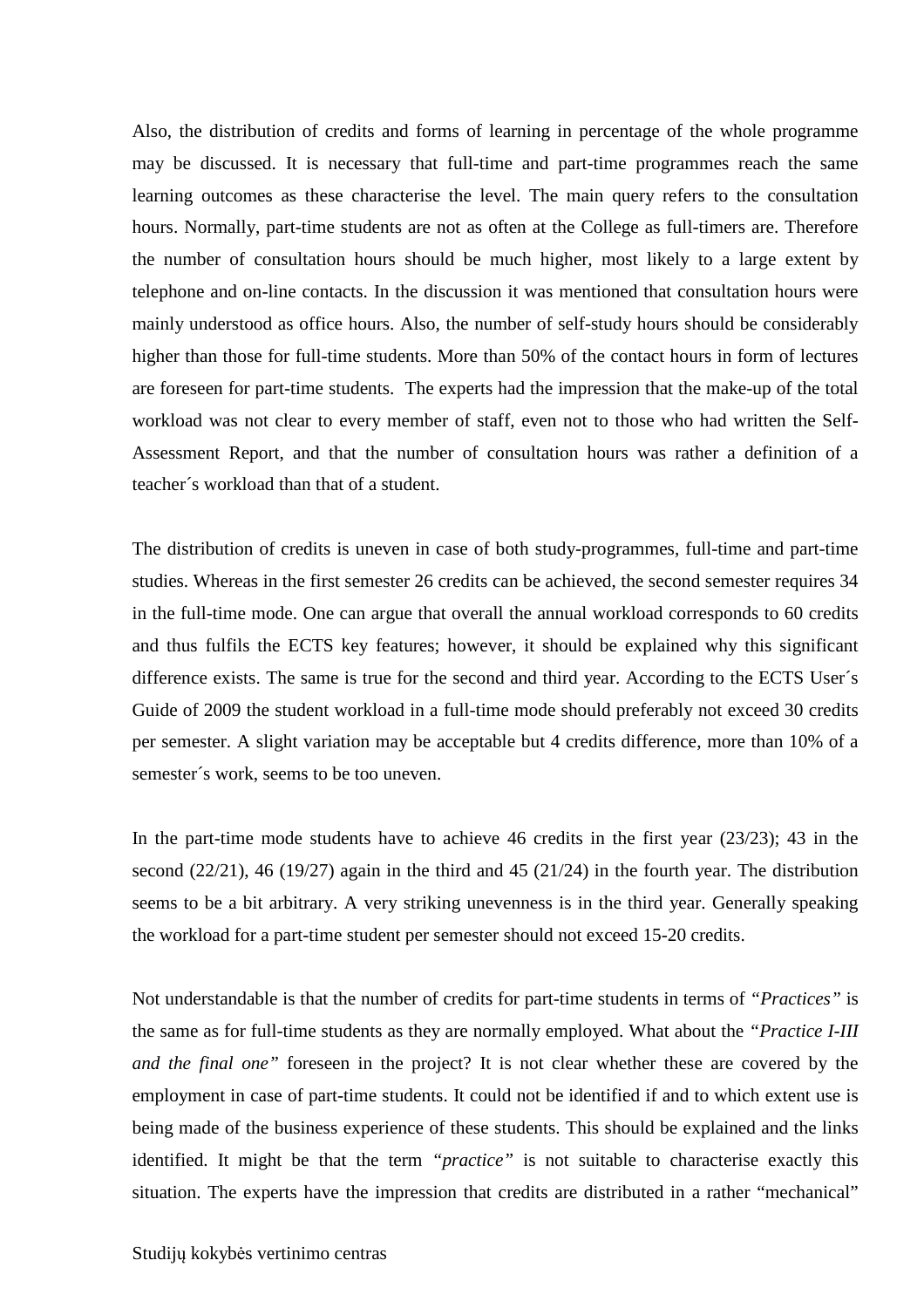Also, the distribution of credits and forms of learning in percentage of the whole programme may be discussed. It is necessary that full-time and part-time programmes reach the same learning outcomes as these characterise the level. The main query refers to the consultation hours. Normally, part-time students are not as often at the College as full-timers are. Therefore the number of consultation hours should be much higher, most likely to a large extent by telephone and on-line contacts. In the discussion it was mentioned that consultation hours were mainly understood as office hours. Also, the number of self-study hours should be considerably higher than those for full-time students. More than 50% of the contact hours in form of lectures are foreseen for part-time students.  The experts had the impression that the make-up of the total workload was not clear to every member of staff, even not to those who had written the Self-Assessment Report, and that the number of consultation hours was rather a definition of a teacher´s workload than that of a student.

The distribution of credits is uneven in case of both study-programmes, full-time and part-time studies. Whereas in the first semester 26 credits can be achieved, the second semester requires 34 in the full-time mode. One can argue that overall the annual workload corresponds to 60 credits and thus fulfils the ECTS key features; however, it should be explained why this significant difference exists. The same is true for the second and third year. According to the ECTS User´s Guide of 2009 the student workload in a full-time mode should preferably not exceed 30 credits per semester. A slight variation may be acceptable but 4 credits difference, more than 10% of a semester´s work, seems to be too uneven.

In the part-time mode students have to achieve 46 credits in the first year (23/23); 43 in the second (22/21), 46 (19/27) again in the third and 45 (21/24) in the fourth year. The distribution seems to be a bit arbitrary. A very striking unevenness is in the third year. Generally speaking the workload for a part-time student per semester should not exceed 15-20 credits.

Not understandable is that the number of credits for part-time students in terms of *"Practices"* is the same as for full-time students as they are normally employed. What about the *"Practice I-III and the final one"* foreseen in the project? It is not clear whether these are covered by the employment in case of part-time students. It could not be identified if and to which extent use is being made of the business experience of these students. This should be explained and the links identified. It might be that the term *"practice"* is not suitable to characterise exactly this situation. The experts have the impression that credits are distributed in a rather "mechanical"

Studijų kokybės vertinimo centras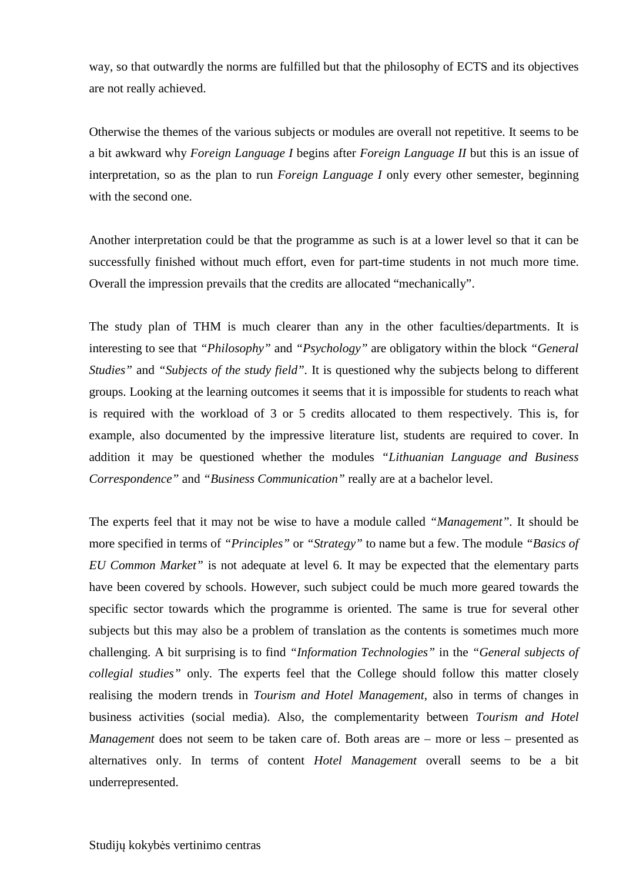way, so that outwardly the norms are fulfilled but that the philosophy of ECTS and its objectives are not really achieved.

Otherwise the themes of the various subjects or modules are overall not repetitive. It seems to be a bit awkward why *Foreign Language I* begins after *Foreign Language II* but this is an issue of interpretation, so as the plan to run *Foreign Language I* only every other semester, beginning with the second one.

Another interpretation could be that the programme as such is at a lower level so that it can be successfully finished without much effort, even for part-time students in not much more time. Overall the impression prevails that the credits are allocated “mechanically”.

The study plan of THM is much clearer than any in the other faculties/departments. It is interesting to see that *“Philosophy”* and *“Psychology”* are obligatory within the block *“General Studies”* and *“Subjects of the study field”*. It is questioned why the subjects belong to different groups. Looking at the learning outcomes it seems that it is impossible for students to reach what is required with the workload of 3 or 5 credits allocated to them respectively. This is, for example, also documented by the impressive literature list, students are required to cover. In addition it may be questioned whether the modules *“Lithuanian Language and Business Correspondence”* and *“Business Communication”* really are at a bachelor level.

The experts feel that it may not be wise to have a module called *“Management”*. It should be more specified in terms of *“Principles”* or *“Strategy”* to name but a few. The module *“Basics of EU Common Market”* is not adequate at level 6. It may be expected that the elementary parts have been covered by schools. However, such subject could be much more geared towards the specific sector towards which the programme is oriented. The same is true for several other subjects but this may also be a problem of translation as the contents is sometimes much more challenging. A bit surprising is to find *“Information Technologies”* in the *“General subjects of collegial studies”* only. The experts feel that the College should follow this matter closely realising the modern trends in *Tourism and Hotel Management*, also in terms of changes in business activities (social media). Also, the complementarity between *Tourism and Hotel Management* does not seem to be taken care of. Both areas are – more or less – presented as alternatives only. In terms of content *Hotel Management* overall seems to be a bit underrepresented.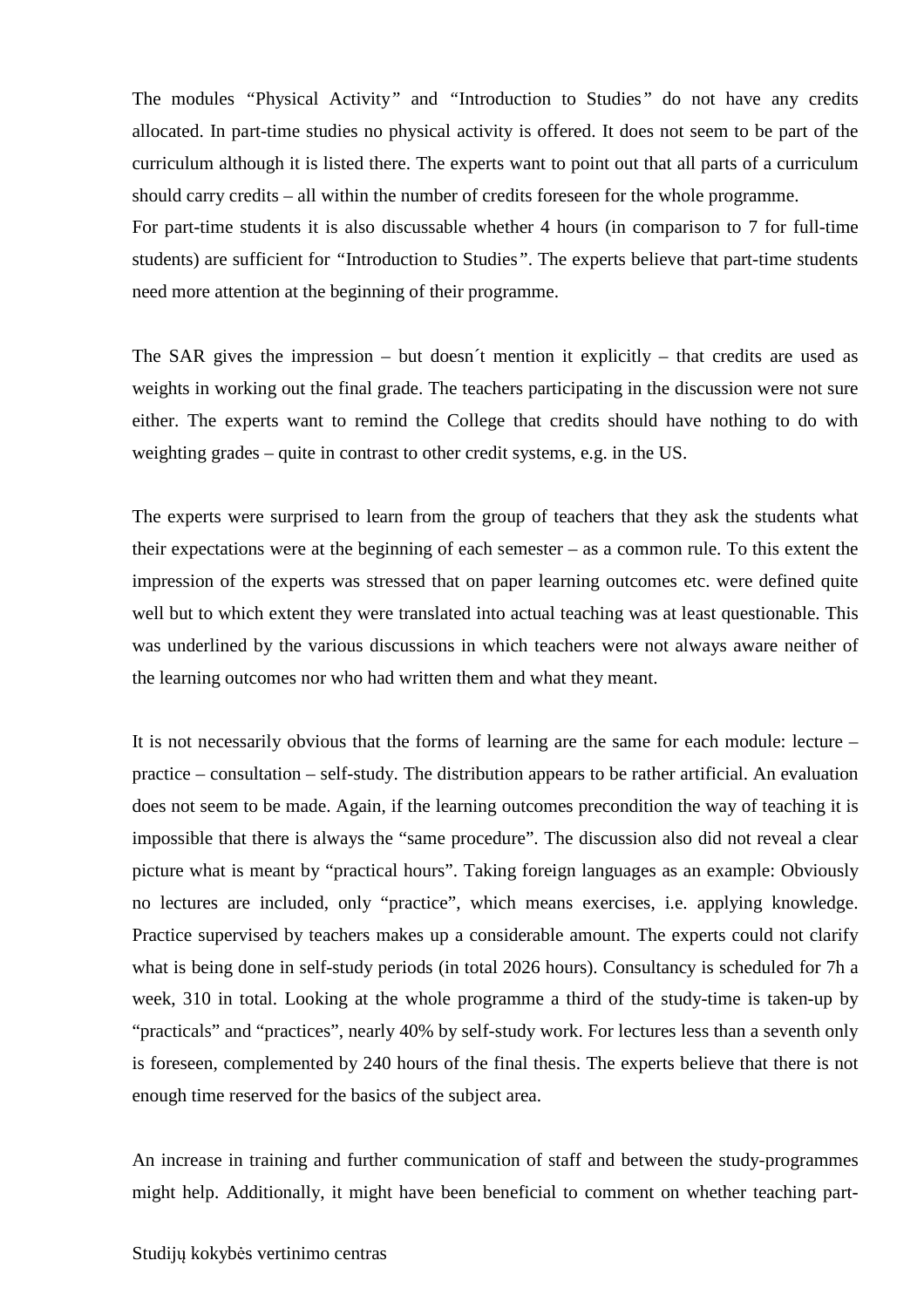The modules “Physical Activity” and “Introduction to Studies” do not have any credits allocated. In part-time studies no physical activity is offered. It does not seem to be part of the curriculum although it is listed there. The experts want to point out that all parts of a curriculum should carry credits – all within the number of credits foreseen for the whole programme.
For part-time students it is also discussable whether 4 hours (in comparison to 7 for full-time students) are sufficient for “Introduction to Studies”. The experts believe that part-time students need more attention at the beginning of their programme.

The SAR gives the impression – but doesn´t mention it explicitly – that credits are used as weights in working out the final grade. The teachers participating in the discussion were not sure either. The experts want to remind the College that credits should have nothing to do with weighting grades – quite in contrast to other credit systems, e.g. in the US.

The experts were surprised to learn from the group of teachers that they ask the students what their expectations were at the beginning of each semester – as a common rule. To this extent the impression of the experts was stressed that on paper learning outcomes etc. were defined quite well but to which extent they were translated into actual teaching was at least questionable. This was underlined by the various discussions in which teachers were not always aware neither of the learning outcomes nor who had written them and what they meant.

It is not necessarily obvious that the forms of learning are the same for each module: lecture – practice – consultation – self-study. The distribution appears to be rather artificial. An evaluation does not seem to be made. Again, if the learning outcomes precondition the way of teaching it is impossible that there is always the “same procedure”. The discussion also did not reveal a clear picture what is meant by “practical hours”. Taking foreign languages as an example: Obviously no lectures are included, only “practice”, which means exercises, i.e. applying knowledge. Practice supervised by teachers makes up a considerable amount. The experts could not clarify what is being done in self-study periods (in total 2026 hours). Consultancy is scheduled for 7h a week, 310 in total. Looking at the whole programme a third of the study-time is taken-up by “practicals” and “practices”, nearly 40% by self-study work. For lectures less than a seventh only is foreseen, complemented by 240 hours of the final thesis. The experts believe that there is not enough time reserved for the basics of the subject area.

An increase in training and further communication of staff and between the study-programmes might help. Additionally, it might have been beneficial to comment on whether teaching part-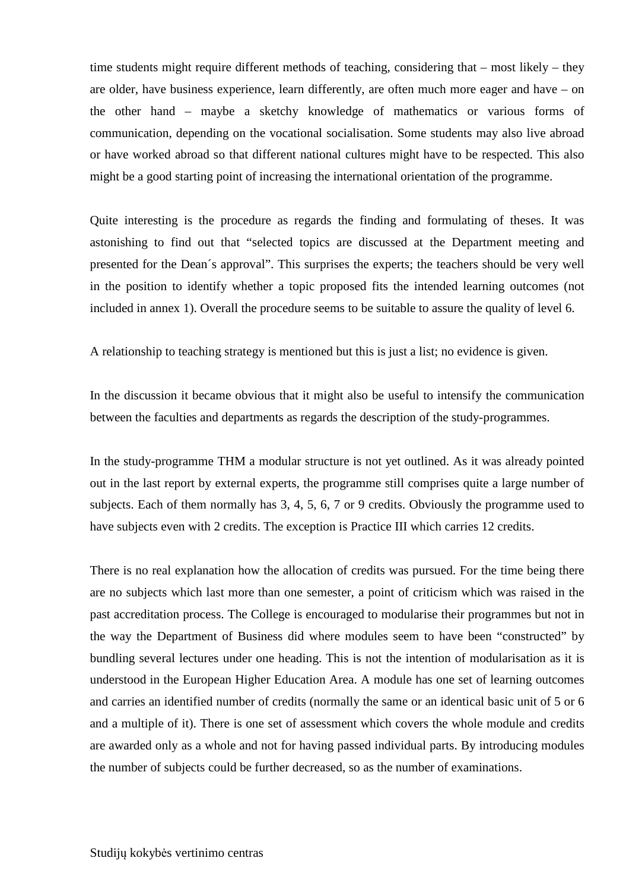time students might require different methods of teaching, considering that – most likely – they are older, have business experience, learn differently, are often much more eager and have – on the other hand – maybe a sketchy knowledge of mathematics or various forms of communication, depending on the vocational socialisation. Some students may also live abroad or have worked abroad so that different national cultures might have to be respected. This also might be a good starting point of increasing the international orientation of the programme.

Quite interesting is the procedure as regards the finding and formulating of theses. It was astonishing to find out that "selected topics are discussed at the Department meeting and presented for the Dean´s approval". This surprises the experts; the teachers should be very well in the position to identify whether a topic proposed fits the intended learning outcomes (not included in annex 1). Overall the procedure seems to be suitable to assure the quality of level 6.

A relationship to teaching strategy is mentioned but this is just a list; no evidence is given.

In the discussion it became obvious that it might also be useful to intensify the communication between the faculties and departments as regards the description of the study-programmes.

In the study-programme THM a modular structure is not yet outlined. As it was already pointed out in the last report by external experts, the programme still comprises quite a large number of subjects. Each of them normally has 3, 4, 5, 6, 7 or 9 credits. Obviously the programme used to have subjects even with 2 credits. The exception is Practice III which carries 12 credits.

There is no real explanation how the allocation of credits was pursued. For the time being there are no subjects which last more than one semester, a point of criticism which was raised in the past accreditation process. The College is encouraged to modularise their programmes but not in the way the Department of Business did where modules seem to have been "constructed" by bundling several lectures under one heading. This is not the intention of modularisation as it is understood in the European Higher Education Area. A module has one set of learning outcomes and carries an identified number of credits (normally the same or an identical basic unit of 5 or 6 and a multiple of it). There is one set of assessment which covers the whole module and credits are awarded only as a whole and not for having passed individual parts. By introducing modules the number of subjects could be further decreased, so as the number of examinations.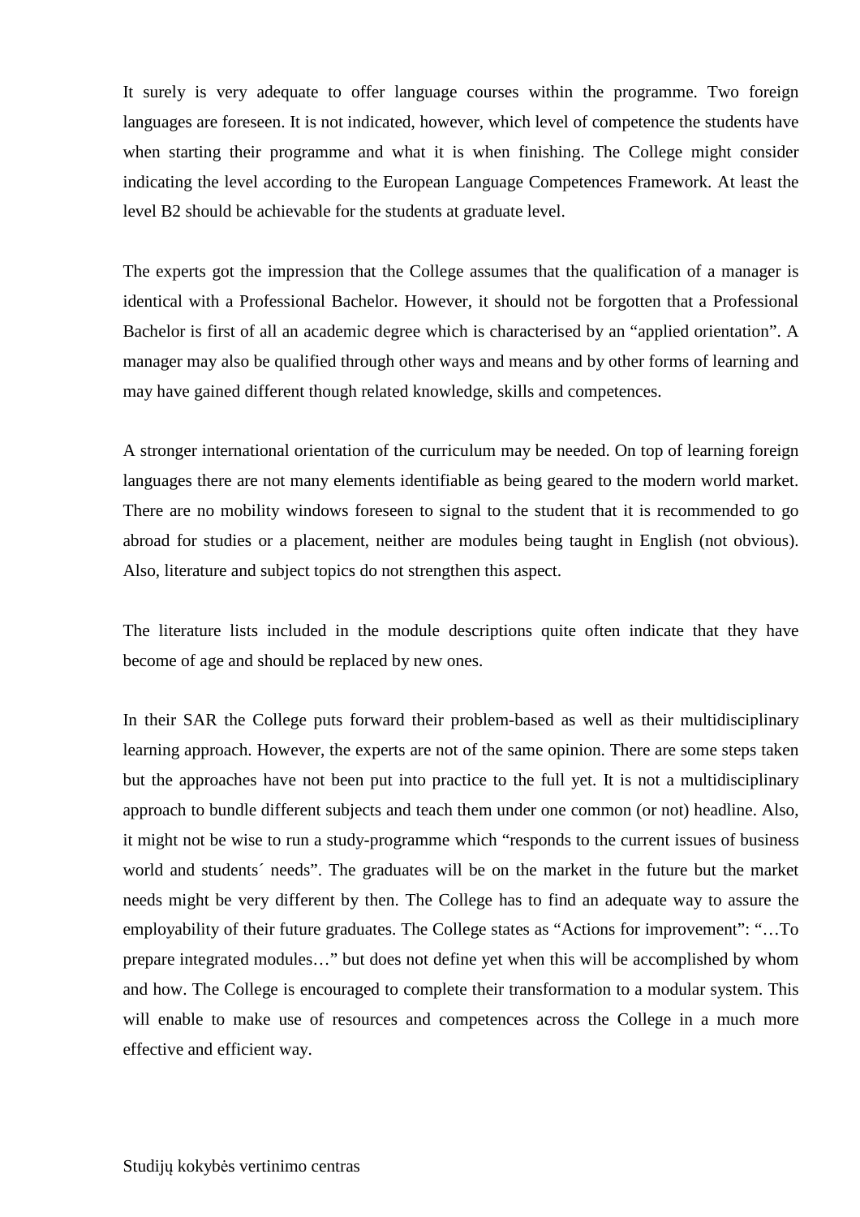It surely is very adequate to offer language courses within the programme. Two foreign languages are foreseen. It is not indicated, however, which level of competence the students have when starting their programme and what it is when finishing. The College might consider indicating the level according to the European Language Competences Framework. At least the level B2 should be achievable for the students at graduate level.

The experts got the impression that the College assumes that the qualification of a manager is identical with a Professional Bachelor. However, it should not be forgotten that a Professional Bachelor is first of all an academic degree which is characterised by an "applied orientation". A manager may also be qualified through other ways and means and by other forms of learning and may have gained different though related knowledge, skills and competences.

A stronger international orientation of the curriculum may be needed. On top of learning foreign languages there are not many elements identifiable as being geared to the modern world market. There are no mobility windows foreseen to signal to the student that it is recommended to go abroad for studies or a placement, neither are modules being taught in English (not obvious). Also, literature and subject topics do not strengthen this aspect.

The literature lists included in the module descriptions quite often indicate that they have become of age and should be replaced by new ones.

In their SAR the College puts forward their problem-based as well as their multidisciplinary learning approach. However, the experts are not of the same opinion. There are some steps taken but the approaches have not been put into practice to the full yet. It is not a multidisciplinary approach to bundle different subjects and teach them under one common (or not) headline. Also, it might not be wise to run a study-programme which "responds to the current issues of business world and students´ needs". The graduates will be on the market in the future but the market needs might be very different by then. The College has to find an adequate way to assure the employability of their future graduates. The College states as "Actions for improvement": "…To prepare integrated modules…" but does not define yet when this will be accomplished by whom and how. The College is encouraged to complete their transformation to a modular system. This will enable to make use of resources and competences across the College in a much more effective and efficient way.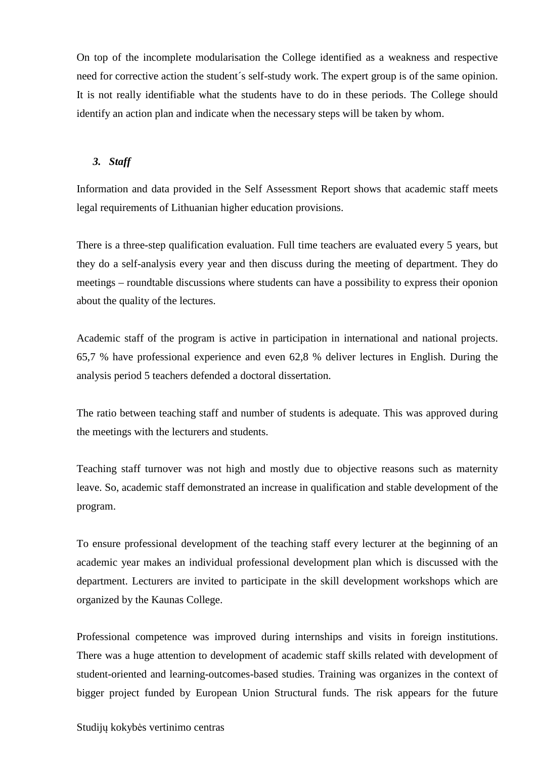On top of the incomplete modularisation the College identified as a weakness and respective need for corrective action the student´s self-study work. The expert group is of the same opinion. It is not really identifiable what the students have to do in these periods. The College should identify an action plan and indicate when the necessary steps will be taken by whom.

### *3. Staff*

Information and data provided in the Self Assessment Report shows that academic staff meets legal requirements of Lithuanian higher education provisions.

There is a three-step qualification evaluation. Full time teachers are evaluated every 5 years, but they do a self-analysis every year and then discuss during the meeting of department. They do meetings – roundtable discussions where students can have a possibility to express their oponion about the quality of the lectures.

Academic staff of the program is active in participation in international and national projects. 65,7 % have professional experience and even 62,8 % deliver lectures in English. During the analysis period 5 teachers defended a doctoral dissertation.

The ratio between teaching staff and number of students is adequate. This was approved during the meetings with the lecturers and students.

Teaching staff turnover was not high and mostly due to objective reasons such as maternity leave. So, academic staff demonstrated an increase in qualification and stable development of the program.

To ensure professional development of the teaching staff every lecturer at the beginning of an academic year makes an individual professional development plan which is discussed with the department. Lecturers are invited to participate in the skill development workshops which are organized by the Kaunas College.

Professional competence was improved during internships and visits in foreign institutions. There was a huge attention to development of academic staff skills related with development of student-oriented and learning-outcomes-based studies. Training was organizes in the context of bigger project funded by European Union Structural funds. The risk appears for the future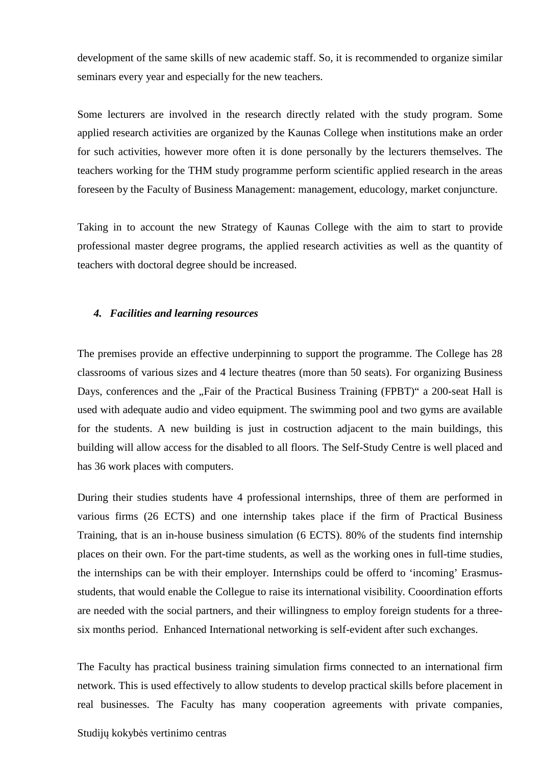development of the same skills of new academic staff. So, it is recommended to organize similar seminars every year and especially for the new teachers.

Some lecturers are involved in the research directly related with the study program. Some applied research activities are organized by the Kaunas College when institutions make an order for such activities, however more often it is done personally by the lecturers themselves. The teachers working for the THM study programme perform scientific applied research in the areas foreseen by the Faculty of Business Management: management, educology, market conjuncture.

Taking in to account the new Strategy of Kaunas College with the aim to start to provide professional master degree programs, the applied research activities as well as the quantity of teachers with doctoral degree should be increased.

### *4. Facilities and learning resources*

The premises provide an effective underpinning to support the programme. The College has 28 classrooms of various sizes and 4 lecture theatres (more than 50 seats). For organizing Business Days, conferences and the „Fair of the Practical Business Training (FPBT)“ a 200-seat Hall is used with adequate audio and video equipment. The swimming pool and two gyms are available for the students. A new building is just in costruction adjacent to the main buildings, this building will allow access for the disabled to all floors. The Self-Study Centre is well placed and has 36 work places with computers.

During their studies students have 4 professional internships, three of them are performed in various firms (26 ECTS) and one internship takes place if the firm of Practical Business Training, that is an in-house business simulation (6 ECTS). 80% of the students find internship places on their own. For the part-time students, as well as the working ones in full-time studies, the internships can be with their employer. Internships could be offerd to ‘incoming’ Erasmus-students, that would enable the Collegue to raise its international visibility. Cooordination efforts are needed with the social partners, and their willingness to employ foreign students for a three-six months period. Enhanced International networking is self-evident after such exchanges.

The Faculty has practical business training simulation firms connected to an international firm network. This is used effectively to allow students to develop practical skills before placement in real businesses. The Faculty has many cooperation agreements with private companies,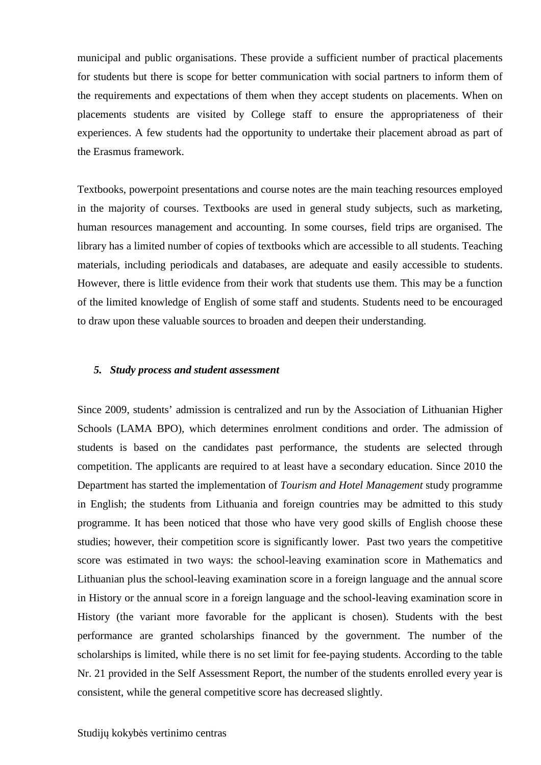municipal and public organisations. These provide a sufficient number of practical placements for students but there is scope for better communication with social partners to inform them of the requirements and expectations of them when they accept students on placements. When on placements students are visited by College staff to ensure the appropriateness of their experiences. A few students had the opportunity to undertake their placement abroad as part of the Erasmus framework.

Textbooks, powerpoint presentations and course notes are the main teaching resources employed in the majority of courses. Textbooks are used in general study subjects, such as marketing, human resources management and accounting. In some courses, field trips are organised. The library has a limited number of copies of textbooks which are accessible to all students. Teaching materials, including periodicals and databases, are adequate and easily accessible to students. However, there is little evidence from their work that students use them. This may be a function of the limited knowledge of English of some staff and students. Students need to be encouraged to draw upon these valuable sources to broaden and deepen their understanding.

### *5. Study process and student assessment*

Since 2009, students' admission is centralized and run by the Association of Lithuanian Higher Schools (LAMA BPO), which determines enrolment conditions and order. The admission of students is based on the candidates past performance, the students are selected through competition. The applicants are required to at least have a secondary education. Since 2010 the Department has started the implementation of *Tourism and Hotel Management* study programme in English; the students from Lithuania and foreign countries may be admitted to this study programme. It has been noticed that those who have very good skills of English choose these studies; however, their competition score is significantly lower. Past two years the competitive score was estimated in two ways: the school-leaving examination score in Mathematics and Lithuanian plus the school-leaving examination score in a foreign language and the annual score in History or the annual score in a foreign language and the school-leaving examination score in History (the variant more favorable for the applicant is chosen). Students with the best performance are granted scholarships financed by the government. The number of the scholarships is limited, while there is no set limit for fee-paying students. According to the table Nr. 21 provided in the Self Assessment Report, the number of the students enrolled every year is consistent, while the general competitive score has decreased slightly.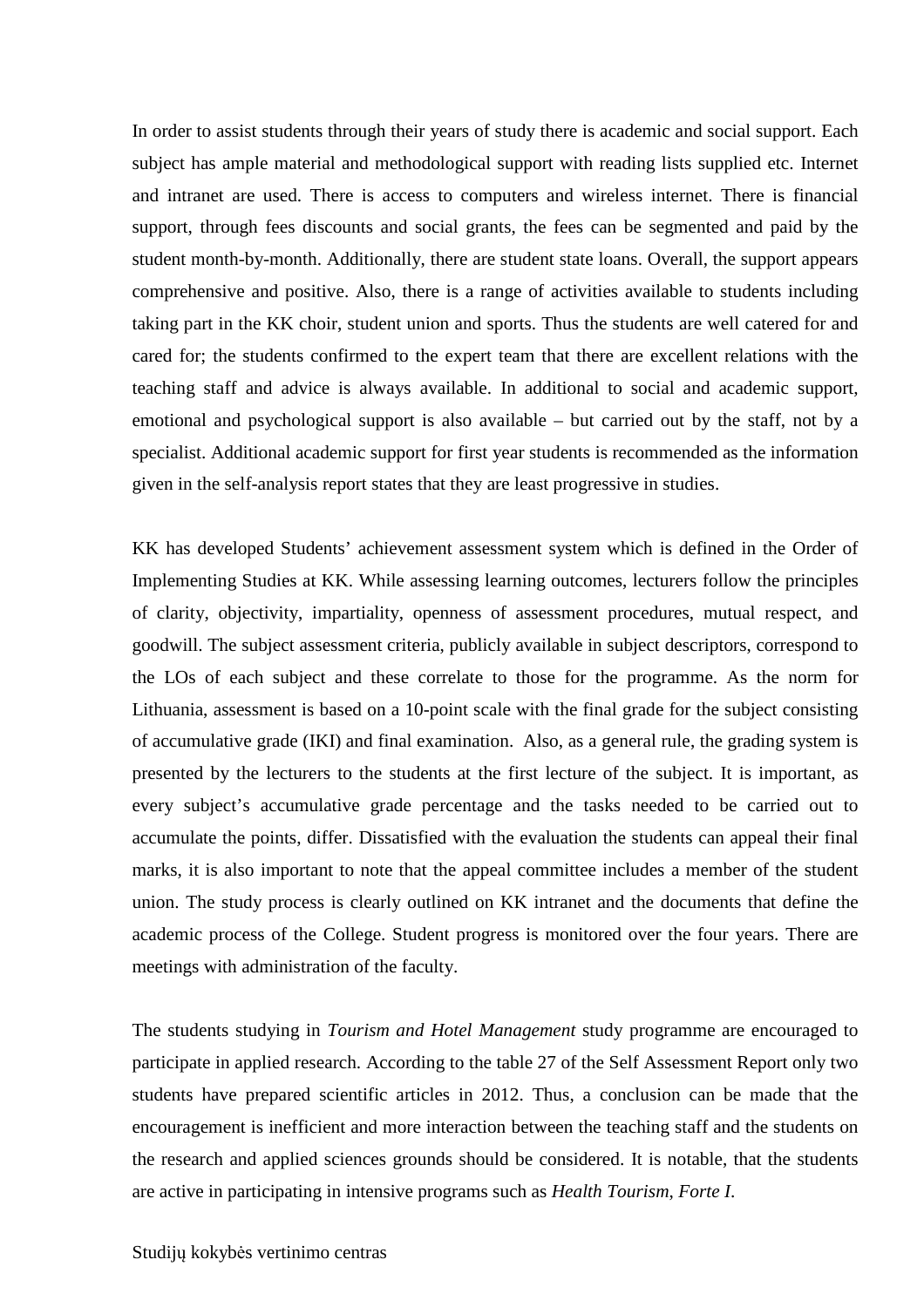In order to assist students through their years of study there is academic and social support. Each subject has ample material and methodological support with reading lists supplied etc. Internet and intranet are used. There is access to computers and wireless internet. There is financial support, through fees discounts and social grants, the fees can be segmented and paid by the student month-by-month. Additionally, there are student state loans. Overall, the support appears comprehensive and positive. Also, there is a range of activities available to students including taking part in the KK choir, student union and sports. Thus the students are well catered for and cared for; the students confirmed to the expert team that there are excellent relations with the teaching staff and advice is always available. In additional to social and academic support, emotional and psychological support is also available – but carried out by the staff, not by a specialist. Additional academic support for first year students is recommended as the information given in the self-analysis report states that they are least progressive in studies.

KK has developed Students' achievement assessment system which is defined in the Order of Implementing Studies at KK. While assessing learning outcomes, lecturers follow the principles of clarity, objectivity, impartiality, openness of assessment procedures, mutual respect, and goodwill. The subject assessment criteria, publicly available in subject descriptors, correspond to the LOs of each subject and these correlate to those for the programme. As the norm for Lithuania, assessment is based on a 10-point scale with the final grade for the subject consisting of accumulative grade (IKI) and final examination. Also, as a general rule, the grading system is presented by the lecturers to the students at the first lecture of the subject. It is important, as every subject's accumulative grade percentage and the tasks needed to be carried out to accumulate the points, differ. Dissatisfied with the evaluation the students can appeal their final marks, it is also important to note that the appeal committee includes a member of the student union. The study process is clearly outlined on KK intranet and the documents that define the academic process of the College. Student progress is monitored over the four years. There are meetings with administration of the faculty.

The students studying in *Tourism and Hotel Management* study programme are encouraged to participate in applied research. According to the table 27 of the Self Assessment Report only two students have prepared scientific articles in 2012. Thus, a conclusion can be made that the encouragement is inefficient and more interaction between the teaching staff and the students on the research and applied sciences grounds should be considered. It is notable, that the students are active in participating in intensive programs such as *Health Tourism*, *Forte I.*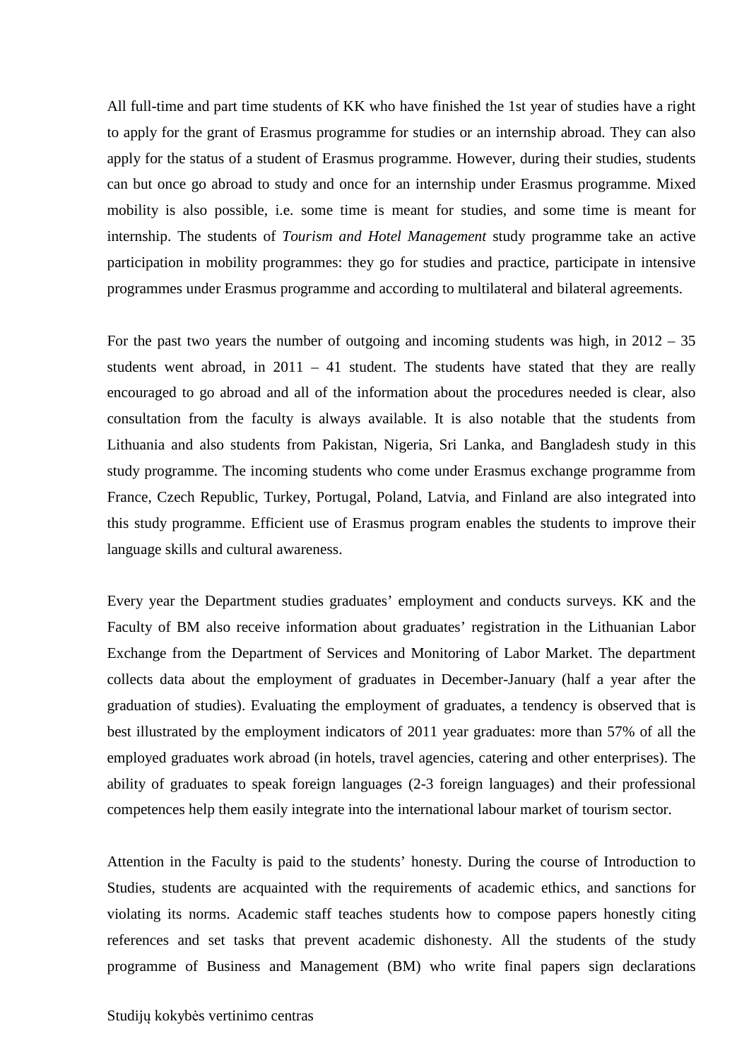All full-time and part time students of KK who have finished the 1st year of studies have a right to apply for the grant of Erasmus programme for studies or an internship abroad. They can also apply for the status of a student of Erasmus programme. However, during their studies, students can but once go abroad to study and once for an internship under Erasmus programme. Mixed mobility is also possible, i.e. some time is meant for studies, and some time is meant for internship. The students of *Tourism and Hotel Management* study programme take an active participation in mobility programmes: they go for studies and practice, participate in intensive programmes under Erasmus programme and according to multilateral and bilateral agreements.

For the past two years the number of outgoing and incoming students was high, in 2012 – 35 students went abroad, in 2011 – 41 student. The students have stated that they are really encouraged to go abroad and all of the information about the procedures needed is clear, also consultation from the faculty is always available. It is also notable that the students from Lithuania and also students from Pakistan, Nigeria, Sri Lanka, and Bangladesh study in this study programme. The incoming students who come under Erasmus exchange programme from France, Czech Republic, Turkey, Portugal, Poland, Latvia, and Finland are also integrated into this study programme. Efficient use of Erasmus program enables the students to improve their language skills and cultural awareness.

Every year the Department studies graduates' employment and conducts surveys. KK and the Faculty of BM also receive information about graduates' registration in the Lithuanian Labor Exchange from the Department of Services and Monitoring of Labor Market. The department collects data about the employment of graduates in December-January (half a year after the graduation of studies). Evaluating the employment of graduates, a tendency is observed that is best illustrated by the employment indicators of 2011 year graduates: more than 57% of all the employed graduates work abroad (in hotels, travel agencies, catering and other enterprises). The ability of graduates to speak foreign languages (2-3 foreign languages) and their professional competences help them easily integrate into the international labour market of tourism sector.

Attention in the Faculty is paid to the students' honesty. During the course of Introduction to Studies, students are acquainted with the requirements of academic ethics, and sanctions for violating its norms. Academic staff teaches students how to compose papers honestly citing references and set tasks that prevent academic dishonesty. All the students of the study programme of Business and Management (BM) who write final papers sign declarations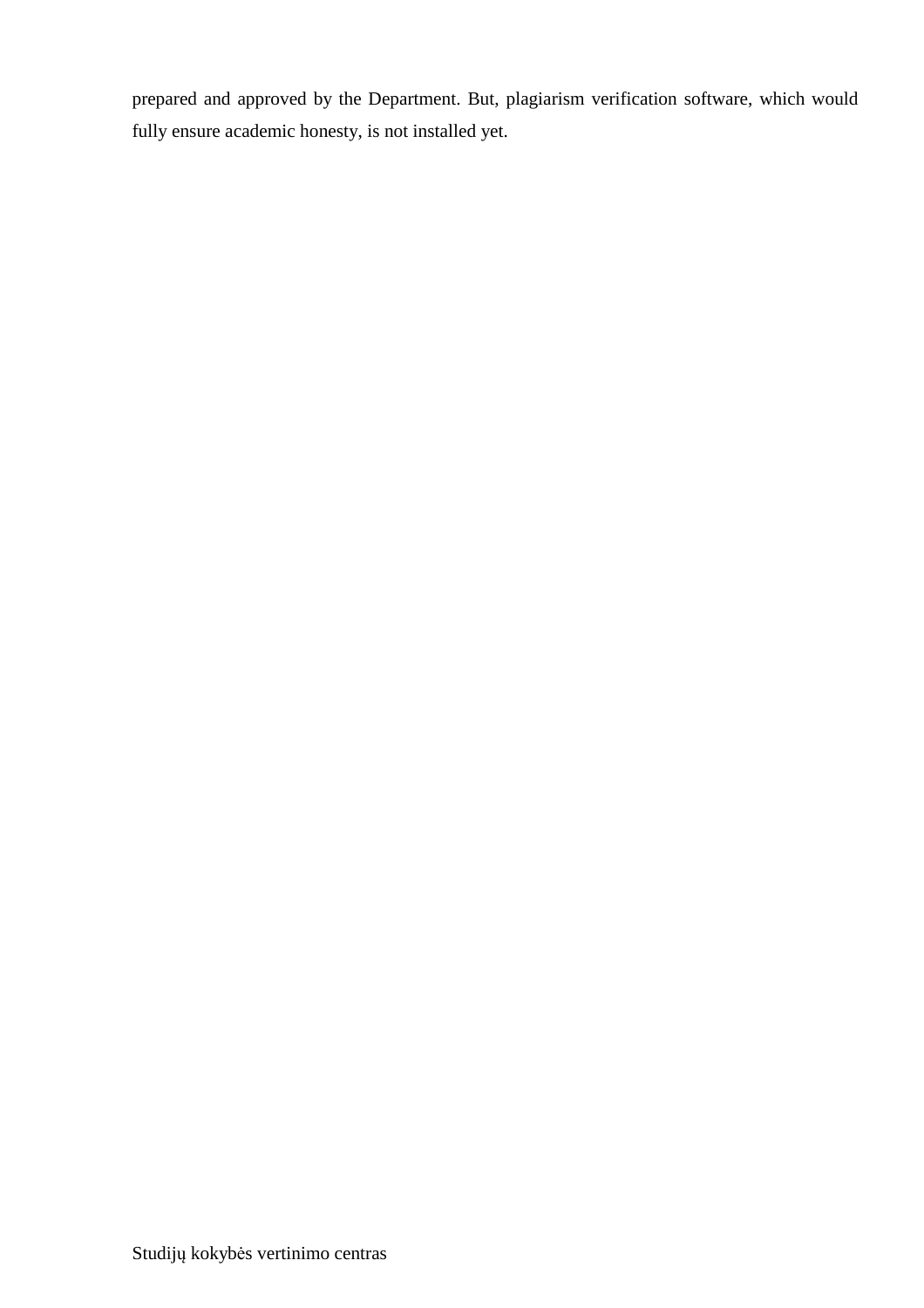prepared and approved by the Department. But, plagiarism verification software, which would fully ensure academic honesty, is not installed yet.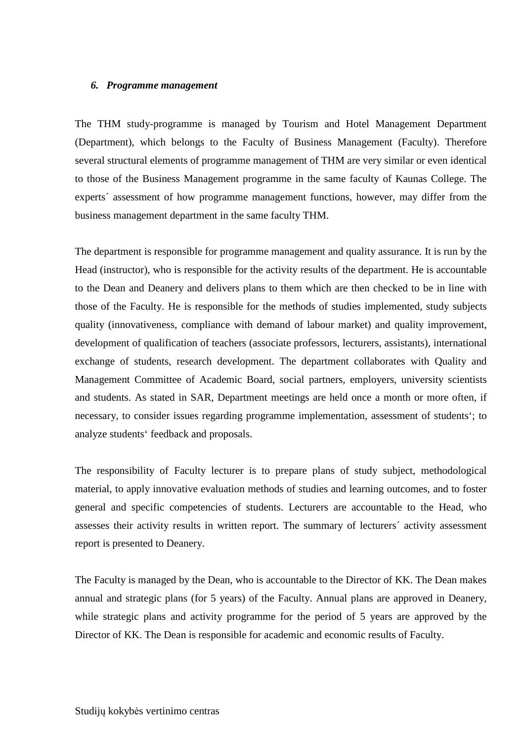### *6. Programme management*

The THM study-programme is managed by Tourism and Hotel Management Department (Department), which belongs to the Faculty of Business Management (Faculty). Therefore several structural elements of programme management of THM are very similar or even identical to those of the Business Management programme in the same faculty of Kaunas College. The experts´ assessment of how programme management functions, however, may differ from the business management department in the same faculty THM.

The department is responsible for programme management and quality assurance. It is run by the Head (instructor), who is responsible for the activity results of the department. He is accountable to the Dean and Deanery and delivers plans to them which are then checked to be in line with those of the Faculty. He is responsible for the methods of studies implemented, study subjects quality (innovativeness, compliance with demand of labour market) and quality improvement, development of qualification of teachers (associate professors, lecturers, assistants), international exchange of students, research development. The department collaborates with Quality and Management Committee of Academic Board, social partners, employers, university scientists and students. As stated in SAR, Department meetings are held once a month or more often, if necessary, to consider issues regarding programme implementation, assessment of students‘; to analyze students‘ feedback and proposals.

The responsibility of Faculty lecturer is to prepare plans of study subject, methodological material, to apply innovative evaluation methods of studies and learning outcomes, and to foster general and specific competencies of students. Lecturers are accountable to the Head, who assesses their activity results in written report. The summary of lecturers´ activity assessment report is presented to Deanery.

The Faculty is managed by the Dean, who is accountable to the Director of KK. The Dean makes annual and strategic plans (for 5 years) of the Faculty. Annual plans are approved in Deanery, while strategic plans and activity programme for the period of 5 years are approved by the Director of KK. The Dean is responsible for academic and economic results of Faculty.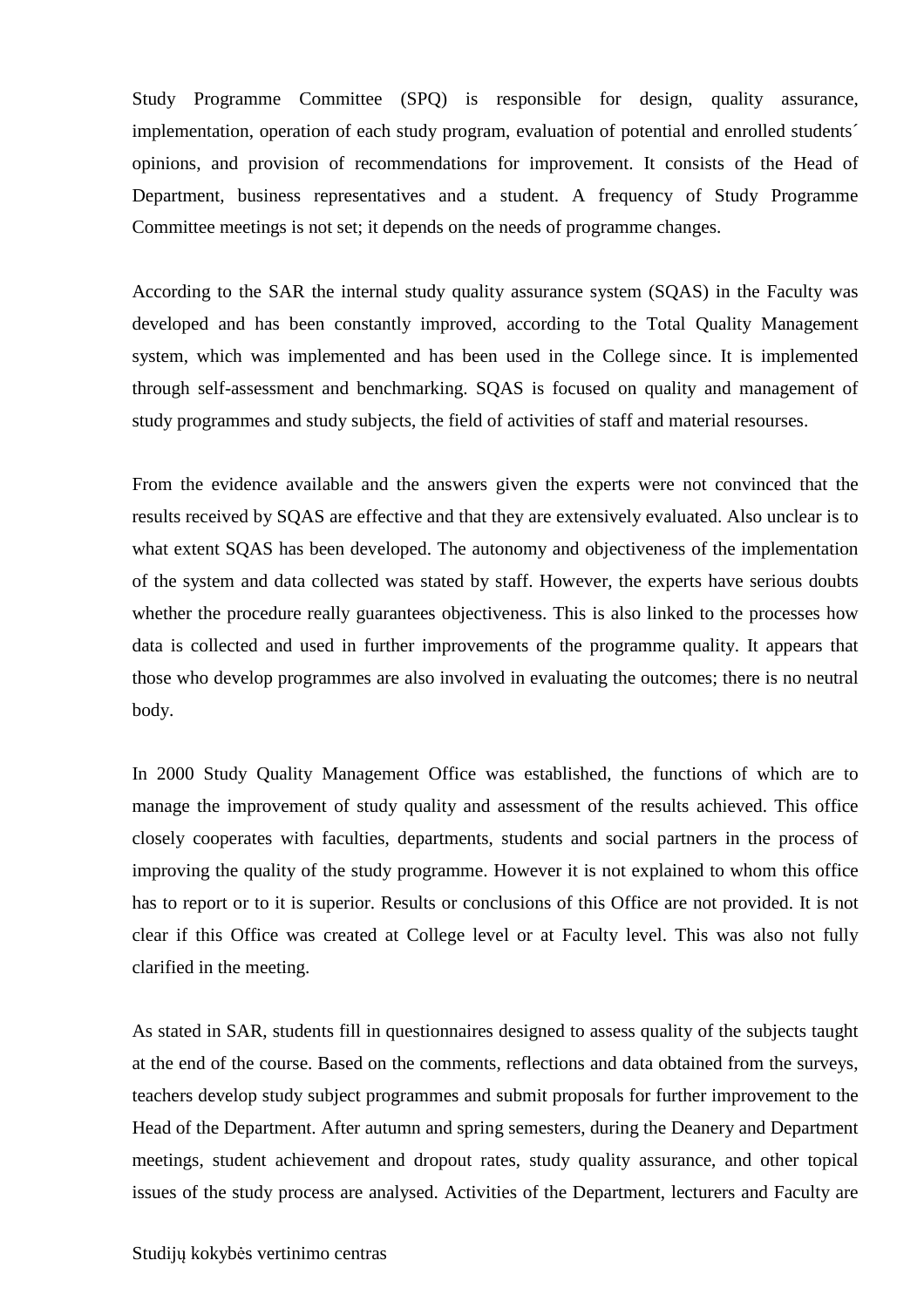Study Programme Committee (SPQ) is responsible for design, quality assurance, implementation, operation of each study program, evaluation of potential and enrolled students´ opinions, and provision of recommendations for improvement. It consists of the Head of Department, business representatives and a student. A frequency of Study Programme Committee meetings is not set; it depends on the needs of programme changes.

According to the SAR the internal study quality assurance system (SQAS) in the Faculty was developed and has been constantly improved, according to the Total Quality Management system, which was implemented and has been used in the College since. It is implemented through self-assessment and benchmarking. SQAS is focused on quality and management of study programmes and study subjects, the field of activities of staff and material resourses.

From the evidence available and the answers given the experts were not convinced that the results received by SQAS are effective and that they are extensively evaluated. Also unclear is to what extent SQAS has been developed. The autonomy and objectiveness of the implementation of the system and data collected was stated by staff. However, the experts have serious doubts whether the procedure really guarantees objectiveness. This is also linked to the processes how data is collected and used in further improvements of the programme quality. It appears that those who develop programmes are also involved in evaluating the outcomes; there is no neutral body.

In 2000 Study Quality Management Office was established, the functions of which are to manage the improvement of study quality and assessment of the results achieved. This office closely cooperates with faculties, departments, students and social partners in the process of improving the quality of the study programme. However it is not explained to whom this office has to report or to it is superior. Results or conclusions of this Office are not provided. It is not clear if this Office was created at College level or at Faculty level. This was also not fully clarified in the meeting.

As stated in SAR, students fill in questionnaires designed to assess quality of the subjects taught at the end of the course. Based on the comments, reflections and data obtained from the surveys, teachers develop study subject programmes and submit proposals for further improvement to the Head of the Department. After autumn and spring semesters, during the Deanery and Department meetings, student achievement and dropout rates, study quality assurance, and other topical issues of the study process are analysed. Activities of the Department, lecturers and Faculty are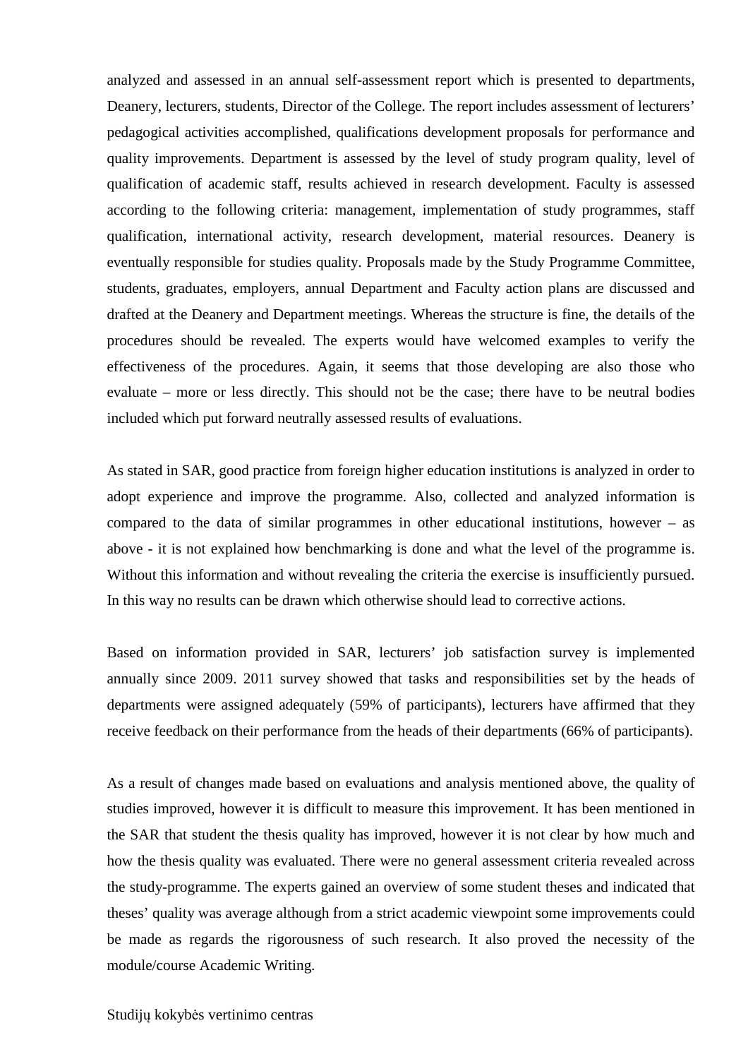analyzed and assessed in an annual self-assessment report which is presented to departments, Deanery, lecturers, students, Director of the College. The report includes assessment of lecturers' pedagogical activities accomplished, qualifications development proposals for performance and quality improvements. Department is assessed by the level of study program quality, level of qualification of academic staff, results achieved in research development. Faculty is assessed according to the following criteria: management, implementation of study programmes, staff qualification, international activity, research development, material resources. Deanery is eventually responsible for studies quality. Proposals made by the Study Programme Committee, students, graduates, employers, annual Department and Faculty action plans are discussed and drafted at the Deanery and Department meetings. Whereas the structure is fine, the details of the procedures should be revealed. The experts would have welcomed examples to verify the effectiveness of the procedures. Again, it seems that those developing are also those who evaluate – more or less directly. This should not be the case; there have to be neutral bodies included which put forward neutrally assessed results of evaluations.

As stated in SAR, good practice from foreign higher education institutions is analyzed in order to adopt experience and improve the programme. Also, collected and analyzed information is compared to the data of similar programmes in other educational institutions, however – as above - it is not explained how benchmarking is done and what the level of the programme is. Without this information and without revealing the criteria the exercise is insufficiently pursued. In this way no results can be drawn which otherwise should lead to corrective actions.

Based on information provided in SAR, lecturers' job satisfaction survey is implemented annually since 2009. 2011 survey showed that tasks and responsibilities set by the heads of departments were assigned adequately (59% of participants), lecturers have affirmed that they receive feedback on their performance from the heads of their departments (66% of participants).

As a result of changes made based on evaluations and analysis mentioned above, the quality of studies improved, however it is difficult to measure this improvement. It has been mentioned in the SAR that student the thesis quality has improved, however it is not clear by how much and how the thesis quality was evaluated. There were no general assessment criteria revealed across the study-programme. The experts gained an overview of some student theses and indicated that theses' quality was average although from a strict academic viewpoint some improvements could be made as regards the rigorousness of such research. It also proved the necessity of the module/course Academic Writing.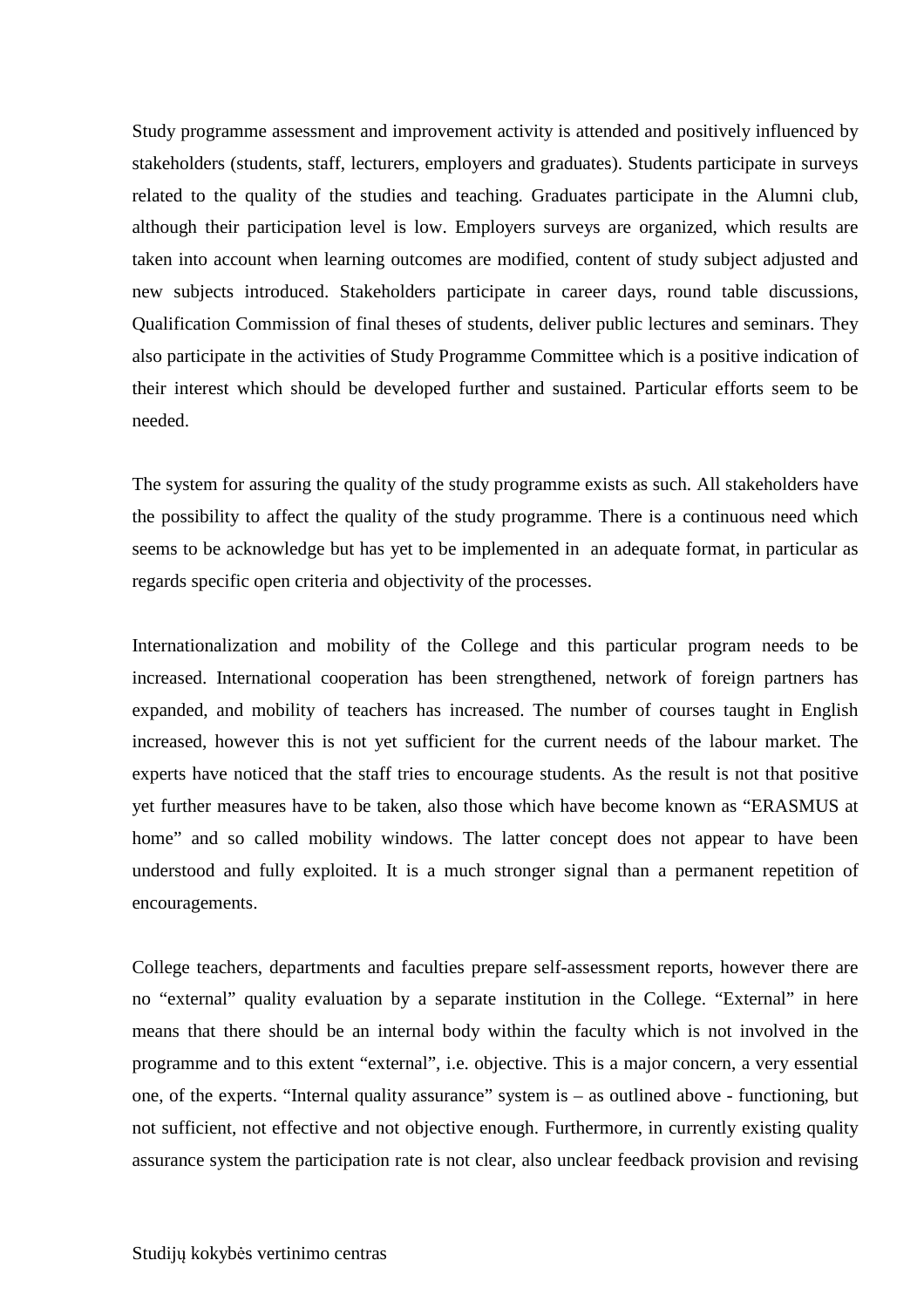Study programme assessment and improvement activity is attended and positively influenced by stakeholders (students, staff, lecturers, employers and graduates). Students participate in surveys related to the quality of the studies and teaching. Graduates participate in the Alumni club, although their participation level is low. Employers surveys are organized, which results are taken into account when learning outcomes are modified, content of study subject adjusted and new subjects introduced. Stakeholders participate in career days, round table discussions, Qualification Commission of final theses of students, deliver public lectures and seminars. They also participate in the activities of Study Programme Committee which is a positive indication of their interest which should be developed further and sustained. Particular efforts seem to be needed.

The system for assuring the quality of the study programme exists as such. All stakeholders have the possibility to affect the quality of the study programme. There is a continuous need which seems to be acknowledge but has yet to be implemented in an adequate format, in particular as regards specific open criteria and objectivity of the processes.

Internationalization and mobility of the College and this particular program needs to be increased. International cooperation has been strengthened, network of foreign partners has expanded, and mobility of teachers has increased. The number of courses taught in English increased, however this is not yet sufficient for the current needs of the labour market. The experts have noticed that the staff tries to encourage students. As the result is not that positive yet further measures have to be taken, also those which have become known as “ERASMUS at home” and so called mobility windows. The latter concept does not appear to have been understood and fully exploited. It is a much stronger signal than a permanent repetition of encouragements.

College teachers, departments and faculties prepare self-assessment reports, however there are no “external” quality evaluation by a separate institution in the College. “External” in here means that there should be an internal body within the faculty which is not involved in the programme and to this extent “external”, i.e. objective. This is a major concern, a very essential one, of the experts. “Internal quality assurance” system is – as outlined above - functioning, but not sufficient, not effective and not objective enough. Furthermore, in currently existing quality assurance system the participation rate is not clear, also unclear feedback provision and revising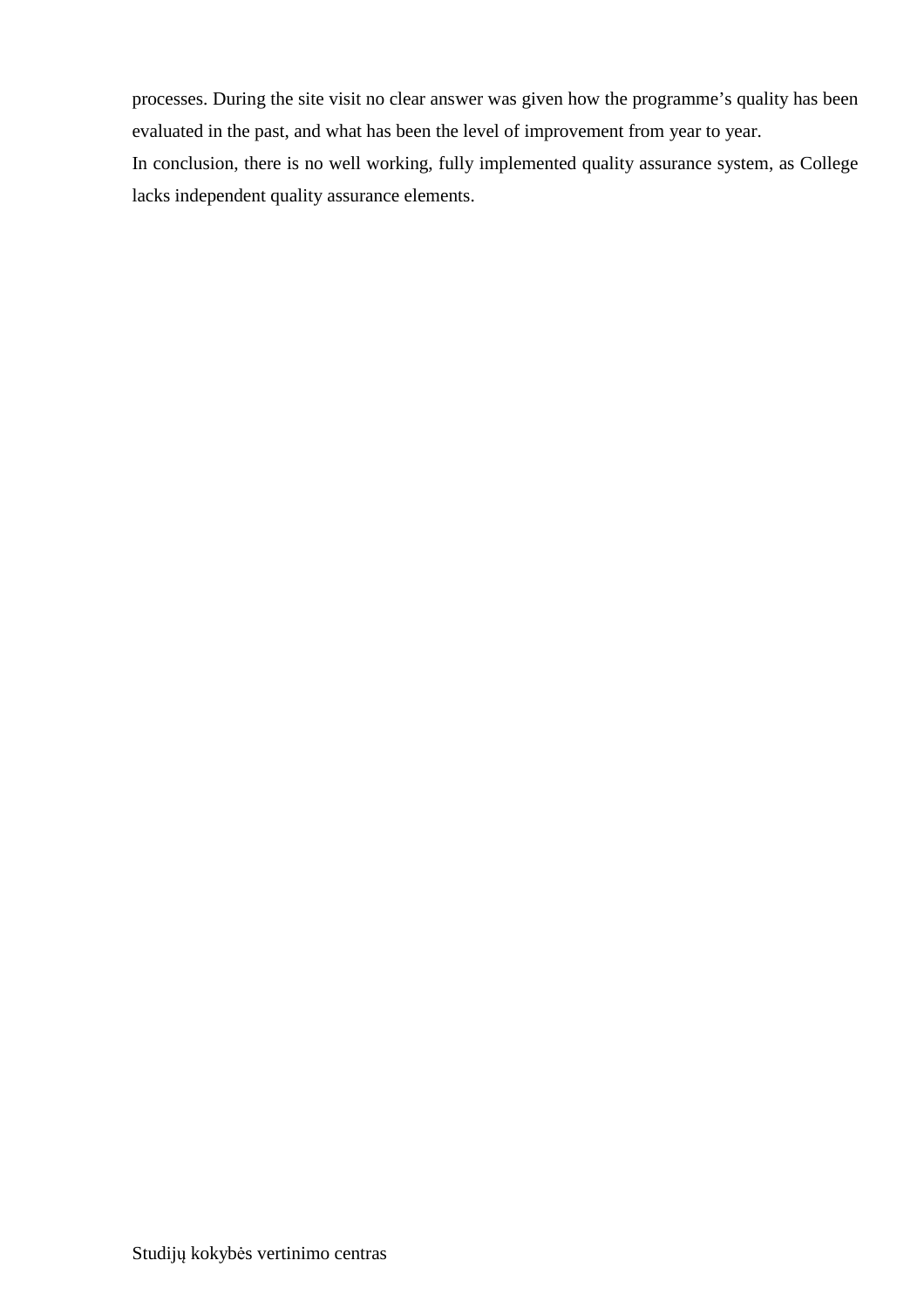processes. During the site visit no clear answer was given how the programme's quality has been evaluated in the past, and what has been the level of improvement from year to year.

In conclusion, there is no well working, fully implemented quality assurance system, as College lacks independent quality assurance elements.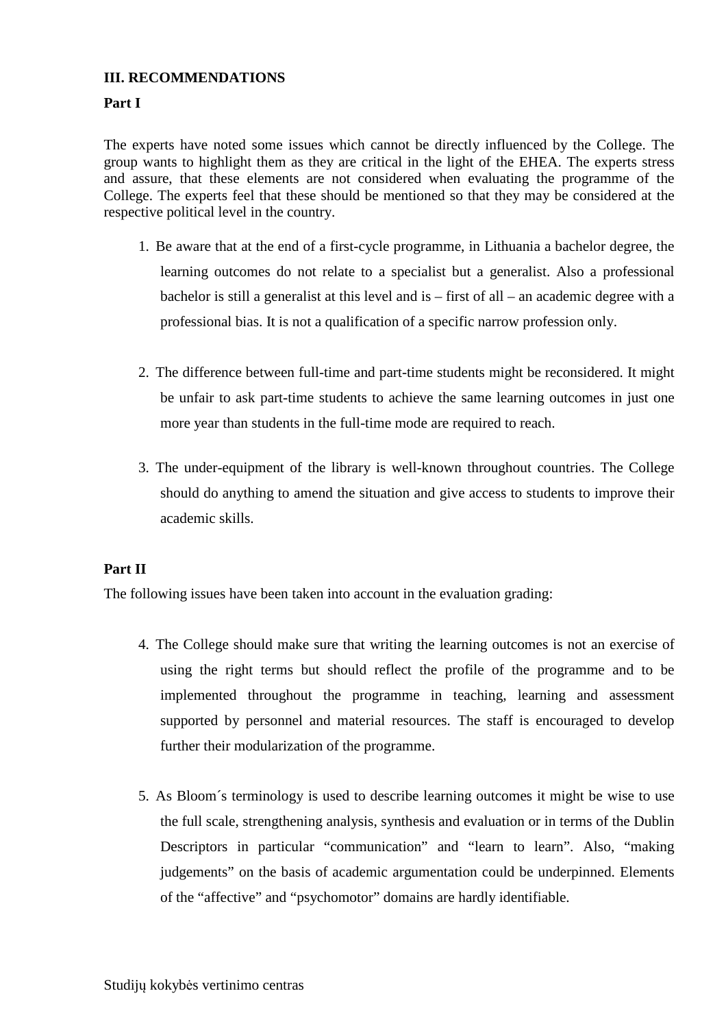**III. RECOMMENDATIONS**

**Part I**

The experts have noted some issues which cannot be directly influenced by the College. The group wants to highlight them as they are critical in the light of the EHEA. The experts stress and assure, that these elements are not considered when evaluating the programme of the College. The experts feel that these should be mentioned so that they may be considered at the respective political level in the country.

1. Be aware that at the end of a first-cycle programme, in Lithuania a bachelor degree, the learning outcomes do not relate to a specialist but a generalist. Also a professional bachelor is still a generalist at this level and is – first of all – an academic degree with a professional bias. It is not a qualification of a specific narrow profession only.

2. The difference between full-time and part-time students might be reconsidered. It might be unfair to ask part-time students to achieve the same learning outcomes in just one more year than students in the full-time mode are required to reach.

3. The under-equipment of the library is well-known throughout countries. The College should do anything to amend the situation and give access to students to improve their academic skills.

**Part II**

The following issues have been taken into account in the evaluation grading:

4. The College should make sure that writing the learning outcomes is not an exercise of using the right terms but should reflect the profile of the programme and to be implemented throughout the programme in teaching, learning and assessment supported by personnel and material resources. The staff is encouraged to develop further their modularization of the programme.

5. As Bloom´s terminology is used to describe learning outcomes it might be wise to use the full scale, strengthening analysis, synthesis and evaluation or in terms of the Dublin Descriptors in particular “communication” and “learn to learn”. Also, “making judgements” on the basis of academic argumentation could be underpinned. Elements of the “affective” and “psychomotor” domains are hardly identifiable.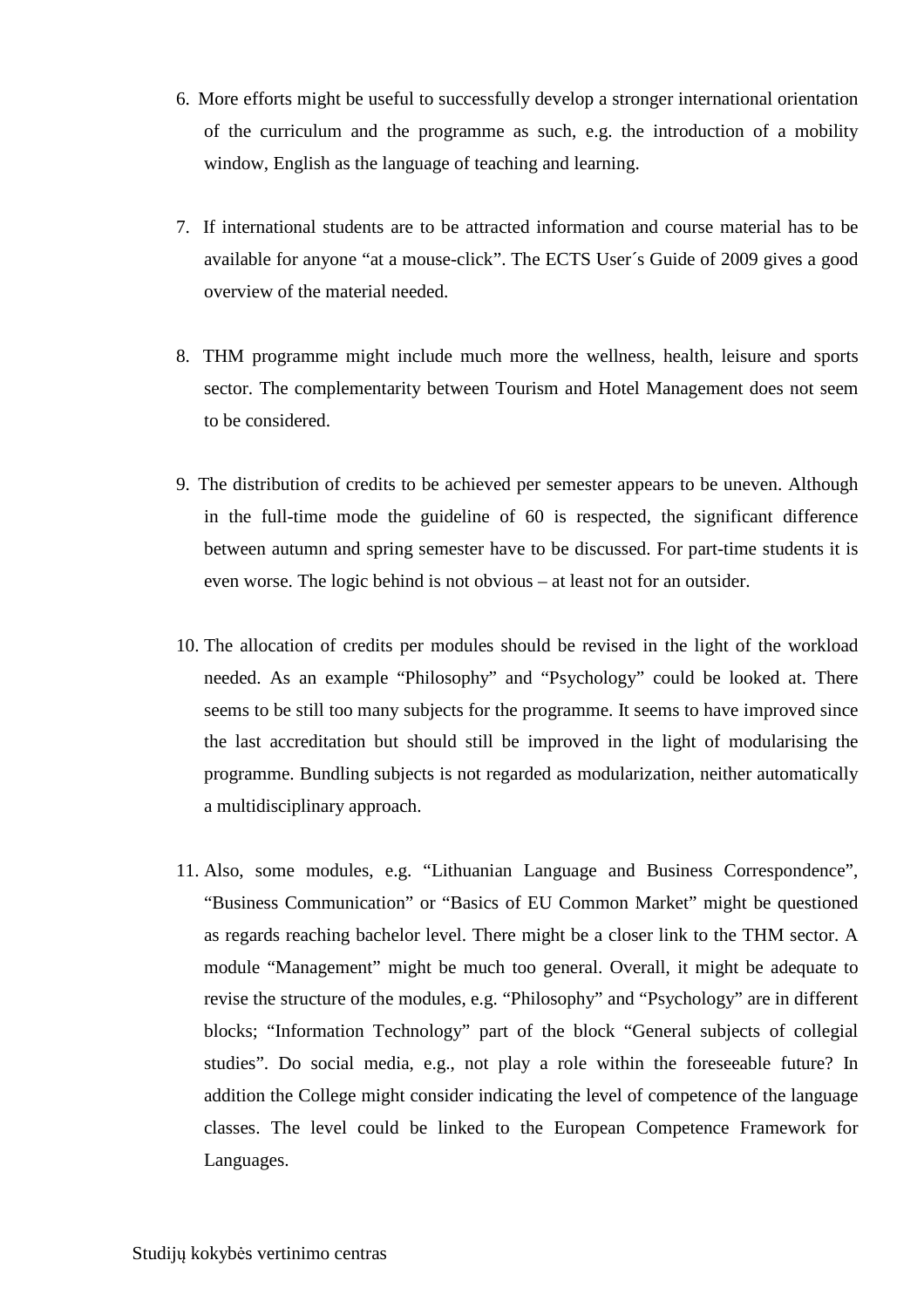6. More efforts might be useful to successfully develop a stronger international orientation of the curriculum and the programme as such, e.g. the introduction of a mobility window, English as the language of teaching and learning.

7. If international students are to be attracted information and course material has to be available for anyone “at a mouse-click”. The ECTS User´s Guide of 2009 gives a good overview of the material needed.

8. THM programme might include much more the wellness, health, leisure and sports sector. The complementarity between Tourism and Hotel Management does not seem to be considered.

9. The distribution of credits to be achieved per semester appears to be uneven. Although in the full-time mode the guideline of 60 is respected, the significant difference between autumn and spring semester have to be discussed. For part-time students it is even worse. The logic behind is not obvious – at least not for an outsider.

10. The allocation of credits per modules should be revised in the light of the workload needed. As an example “Philosophy” and “Psychology” could be looked at. There seems to be still too many subjects for the programme. It seems to have improved since the last accreditation but should still be improved in the light of modularising the programme. Bundling subjects is not regarded as modularization, neither automatically a multidisciplinary approach.

11. Also, some modules, e.g. “Lithuanian Language and Business Correspondence”, “Business Communication” or “Basics of EU Common Market” might be questioned as regards reaching bachelor level. There might be a closer link to the THM sector. A module “Management” might be much too general. Overall, it might be adequate to revise the structure of the modules, e.g. “Philosophy” and “Psychology” are in different blocks; “Information Technology” part of the block “General subjects of collegial studies”. Do social media, e.g., not play a role within the foreseeable future? In addition the College might consider indicating the level of competence of the language classes. The level could be linked to the European Competence Framework for Languages.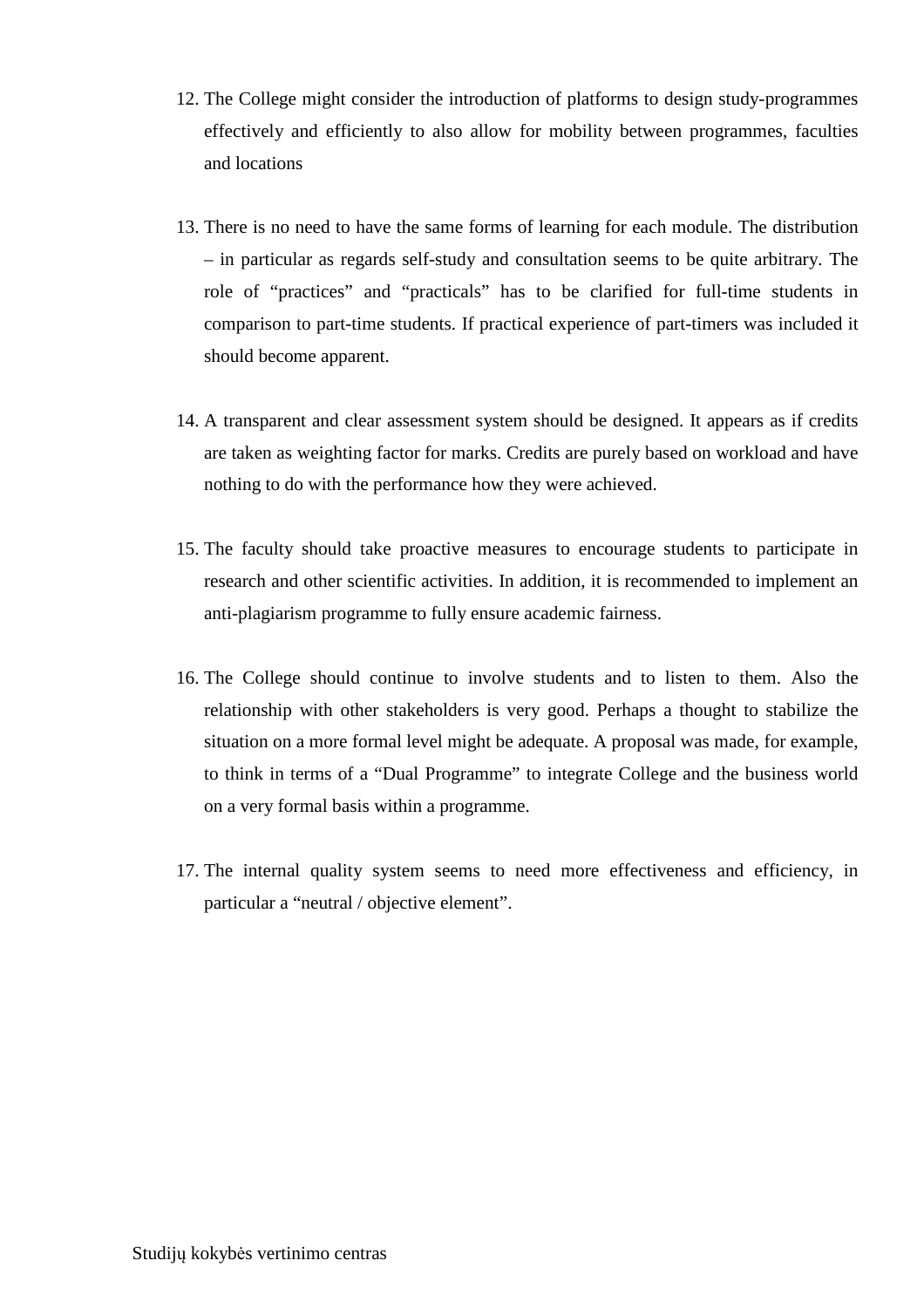12. The College might consider the introduction of platforms to design study-programmes effectively and efficiently to also allow for mobility between programmes, faculties and locations

13. There is no need to have the same forms of learning for each module. The distribution – in particular as regards self-study and consultation seems to be quite arbitrary. The role of "practices" and "practicals" has to be clarified for full-time students in comparison to part-time students. If practical experience of part-timers was included it should become apparent.

14. A transparent and clear assessment system should be designed. It appears as if credits are taken as weighting factor for marks. Credits are purely based on workload and have nothing to do with the performance how they were achieved.

15. The faculty should take proactive measures to encourage students to participate in research and other scientific activities. In addition, it is recommended to implement an anti-plagiarism programme to fully ensure academic fairness.

16. The College should continue to involve students and to listen to them. Also the relationship with other stakeholders is very good. Perhaps a thought to stabilize the situation on a more formal level might be adequate. A proposal was made, for example, to think in terms of a "Dual Programme" to integrate College and the business world on a very formal basis within a programme.

17. The internal quality system seems to need more effectiveness and efficiency, in particular a "neutral / objective element".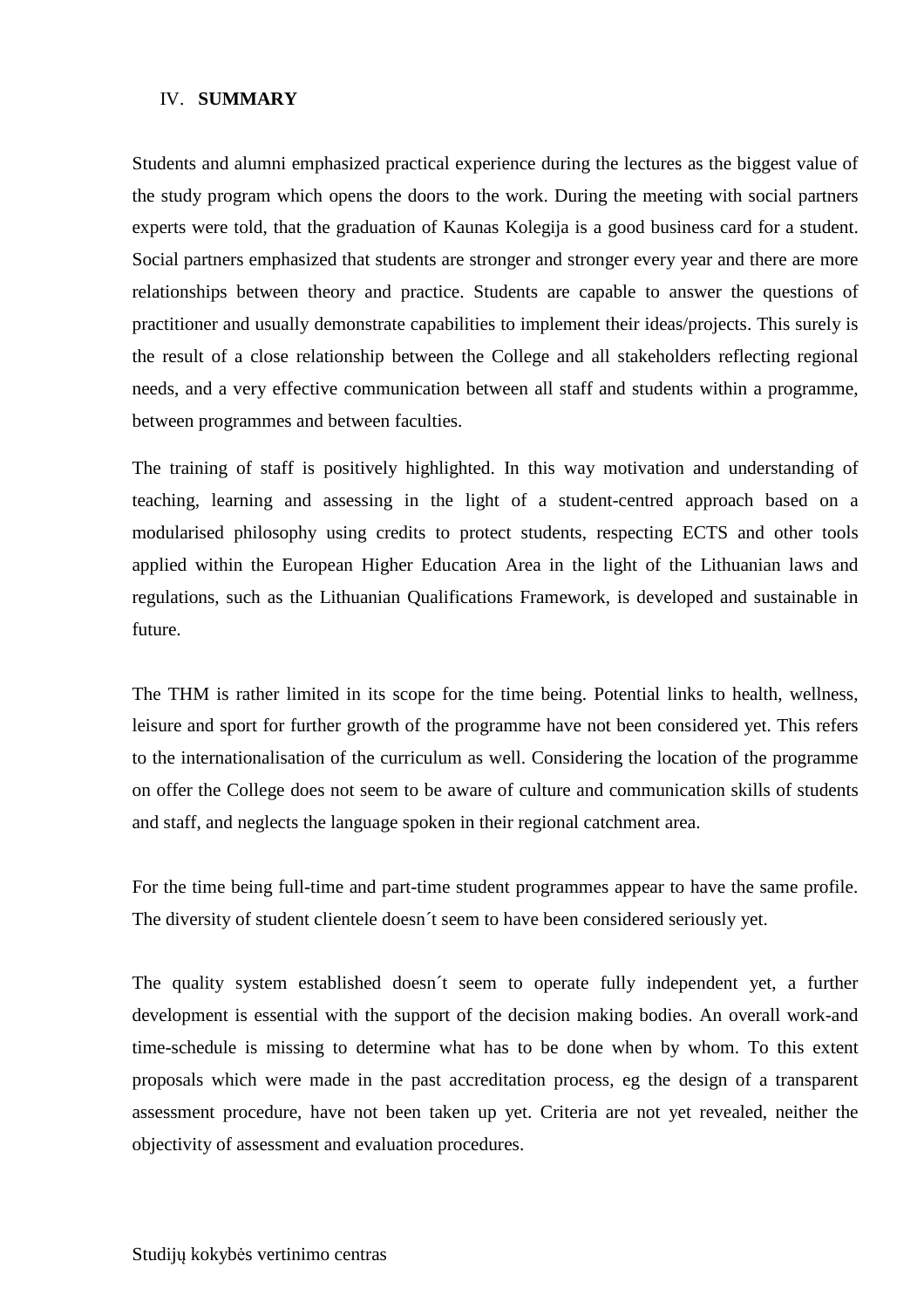## IV. SUMMARY

Students and alumni emphasized practical experience during the lectures as the biggest value of the study program which opens the doors to the work. During the meeting with social partners experts were told, that the graduation of Kaunas Kolegija is a good business card for a student. Social partners emphasized that students are stronger and stronger every year and there are more relationships between theory and practice. Students are capable to answer the questions of practitioner and usually demonstrate capabilities to implement their ideas/projects. This surely is the result of a close relationship between the College and all stakeholders reflecting regional needs, and a very effective communication between all staff and students within a programme, between programmes and between faculties.

The training of staff is positively highlighted. In this way motivation and understanding of teaching, learning and assessing in the light of a student-centred approach based on a modularised philosophy using credits to protect students, respecting ECTS and other tools applied within the European Higher Education Area in the light of the Lithuanian laws and regulations, such as the Lithuanian Qualifications Framework, is developed and sustainable in future.

The THM is rather limited in its scope for the time being. Potential links to health, wellness, leisure and sport for further growth of the programme have not been considered yet. This refers to the internationalisation of the curriculum as well. Considering the location of the programme on offer the College does not seem to be aware of culture and communication skills of students and staff, and neglects the language spoken in their regional catchment area.

For the time being full-time and part-time student programmes appear to have the same profile. The diversity of student clientele doesn´t seem to have been considered seriously yet.

The quality system established doesn´t seem to operate fully independent yet, a further development is essential with the support of the decision making bodies. An overall work-and time-schedule is missing to determine what has to be done when by whom. To this extent proposals which were made in the past accreditation process, eg the design of a transparent assessment procedure, have not been taken up yet. Criteria are not yet revealed, neither the objectivity of assessment and evaluation procedures.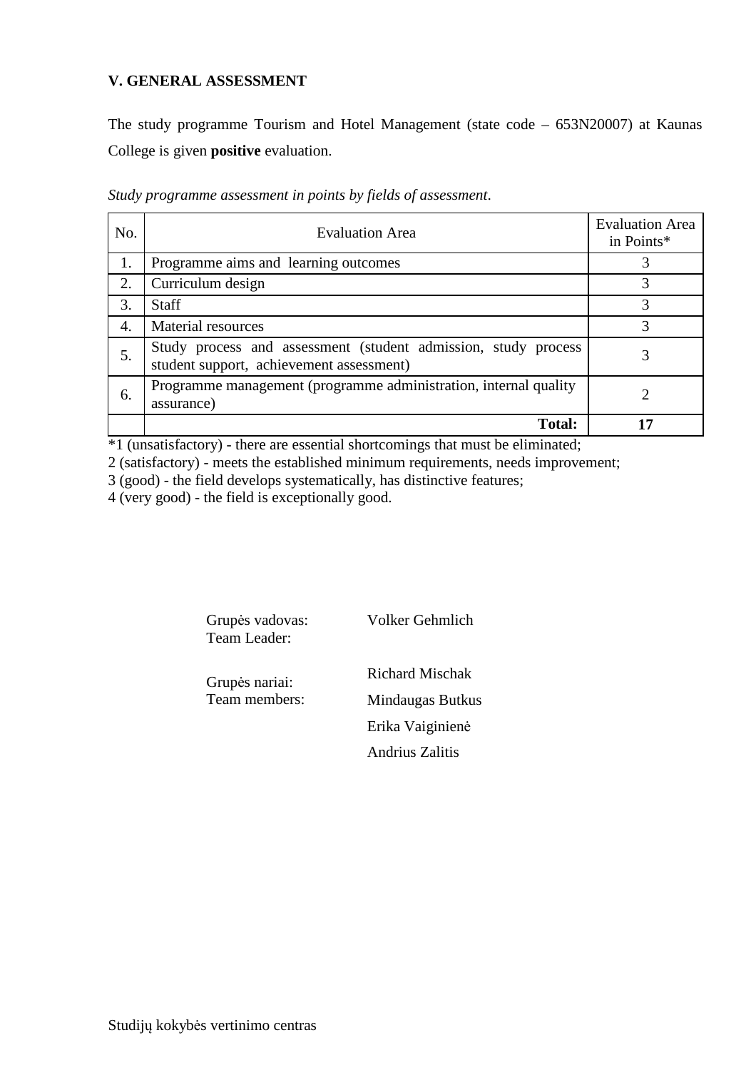## V. GENERAL ASSESSMENT

The study programme Tourism and Hotel Management (state code – 653N20007) at Kaunas College is given **positive** evaluation.

*Study programme assessment in points by fields of assessment*.

| No. | Evaluation Area | Evaluation Area in Points* |
|---|---|---|
| 1. | Programme aims and learning outcomes | 3 |
| 2. | Curriculum design | 3 |
| 3. | Staff | 3 |
| 4. | Material resources | 3 |
| 5. | Study process and assessment (student admission, study process student support, achievement assessment) | 3 |
| 6. | Programme management (programme administration, internal quality assurance) | 2 |
| | **Total:** | **17** |

*1 (unsatisfactory) - there are essential shortcomings that must be eliminated;
2 (satisfactory) - meets the established minimum requirements, needs improvement;
3 (good) - the field develops systematically, has distinctive features;
4 (very good) - the field is exceptionally good.

Grupės vadovas:
Team Leader: Volker Gehmlich

Grupės nariai:
Team members:
Richard Mischak
Mindaugas Butkus
Erika Vaiginienė
Andrius Zalitis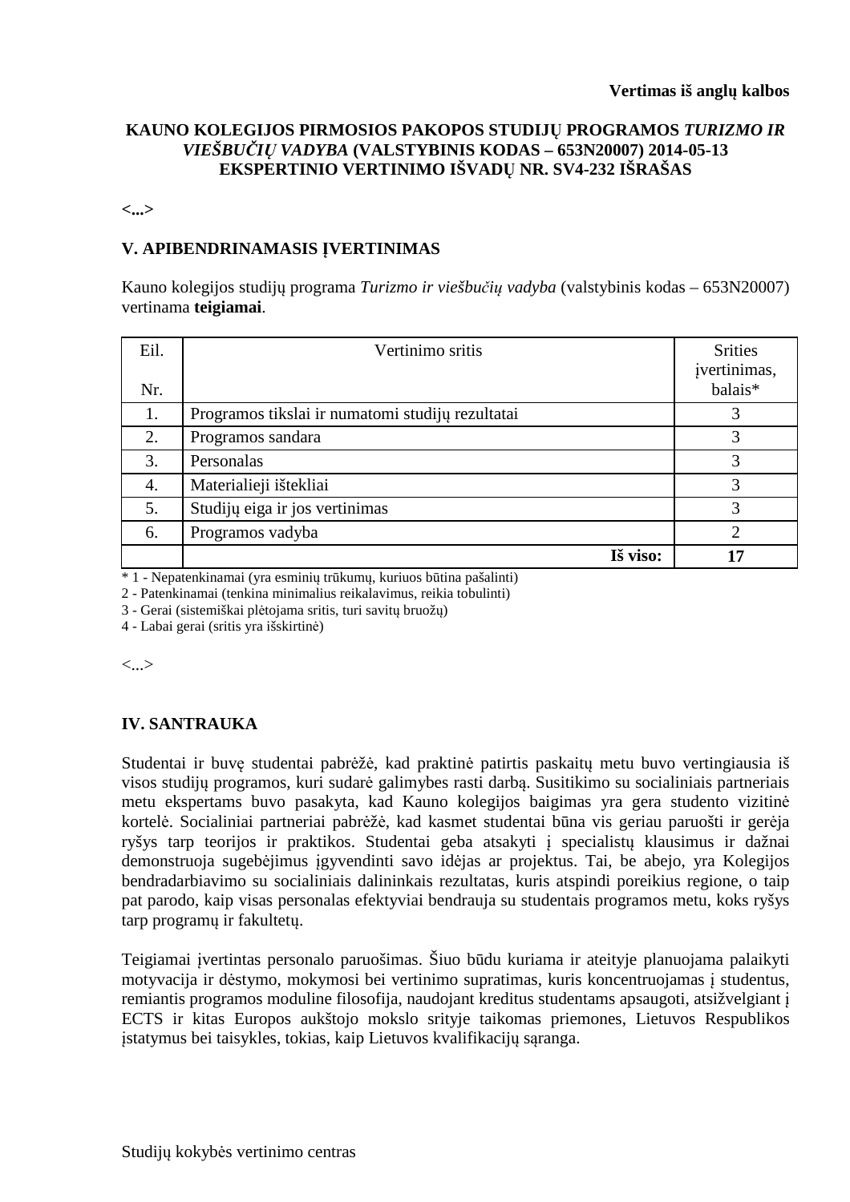**Vertimas iš anglų kalbos**

**KAUNO KOLEGIJOS PIRMOSIOS PAKOPOS STUDIJŲ PROGRAMOS *TURIZMO IR VIEŠBUČIŲ VADYBA* (VALSTYBINIS KODAS – 653N20007) 2014-05-13 EKSPERTINIO VERTINIMO IŠVADŲ NR. SV4-232 IŠRAŠAS**

**<...>**

## V. APIBENDRINAMASIS ĮVERTINIMAS

Kauno kolegijos studijų programa *Turizmo ir viešbučių vadyba* (valstybinis kodas – 653N20007) vertinama **teigiamai**.

| Eil. Nr. | Vertinimo sritis | Srities įvertinimas, balais* |
|---|---|---|
| 1. | Programos tikslai ir numatomi studijų rezultatai | 3 |
| 2. | Programos sandara | 3 |
| 3. | Personalas | 3 |
| 4. | Materialieji ištekliai | 3 |
| 5. | Studijų eiga ir jos vertinimas | 3 |
| 6. | Programos vadyba | 2 |
| | **Iš viso:** | **17** |

\* 1 - Nepatenkinamai (yra esminių trūkumų, kuriuos būtina pašalinti)
2 - Patenkinamai (tenkina minimalius reikalavimus, reikia tobulinti)
3 - Gerai (sistemiškai plėtojama sritis, turi savitų bruožų)
4 - Labai gerai (sritis yra išskirtinė)

<...>

## IV. SANTRAUKA

Studentai ir buvę studentai pabrėžė, kad praktinė patirtis paskaitų metu buvo vertingiausia iš visos studijų programos, kuri sudarė galimybes rasti darbą. Susitikimo su socialiniais partneriais metu ekspertams buvo pasakyta, kad Kauno kolegijos baigimas yra gera studento vizitinė kortelė. Socialiniai partneriai pabrėžė, kad kasmet studentai būna vis geriau paruošti ir gerėja ryšys tarp teorijos ir praktikos. Studentai geba atsakyti į specialistų klausimus ir dažnai demonstruoja sugebėjimus įgyvendinti savo idėjas ar projektus. Tai, be abejo, yra Kolegijos bendradarbiavimo su socialiniais dalininkais rezultatas, kuris atspindi poreikius regione, o taip pat parodo, kaip visas personalas efektyviai bendrauja su studentais programos metu, koks ryšys tarp programų ir fakultetų.

Teigiamai įvertintas personalo paruošimas. Šiuo būdu kuriama ir ateityje planuojama palaikyti motyvacija ir dėstymo, mokymosi bei vertinimo supratimas, kuris koncentruojamas į studentus, remiantis programos moduline filosofija, naudojant kreditus studentams apsaugoti, atsižvelgiant į ECTS ir kitas Europos aukštojo mokslo srityje taikomas priemones, Lietuvos Respublikos įstatymus bei taisykles, tokias, kaip Lietuvos kvalifikacijų sąranga.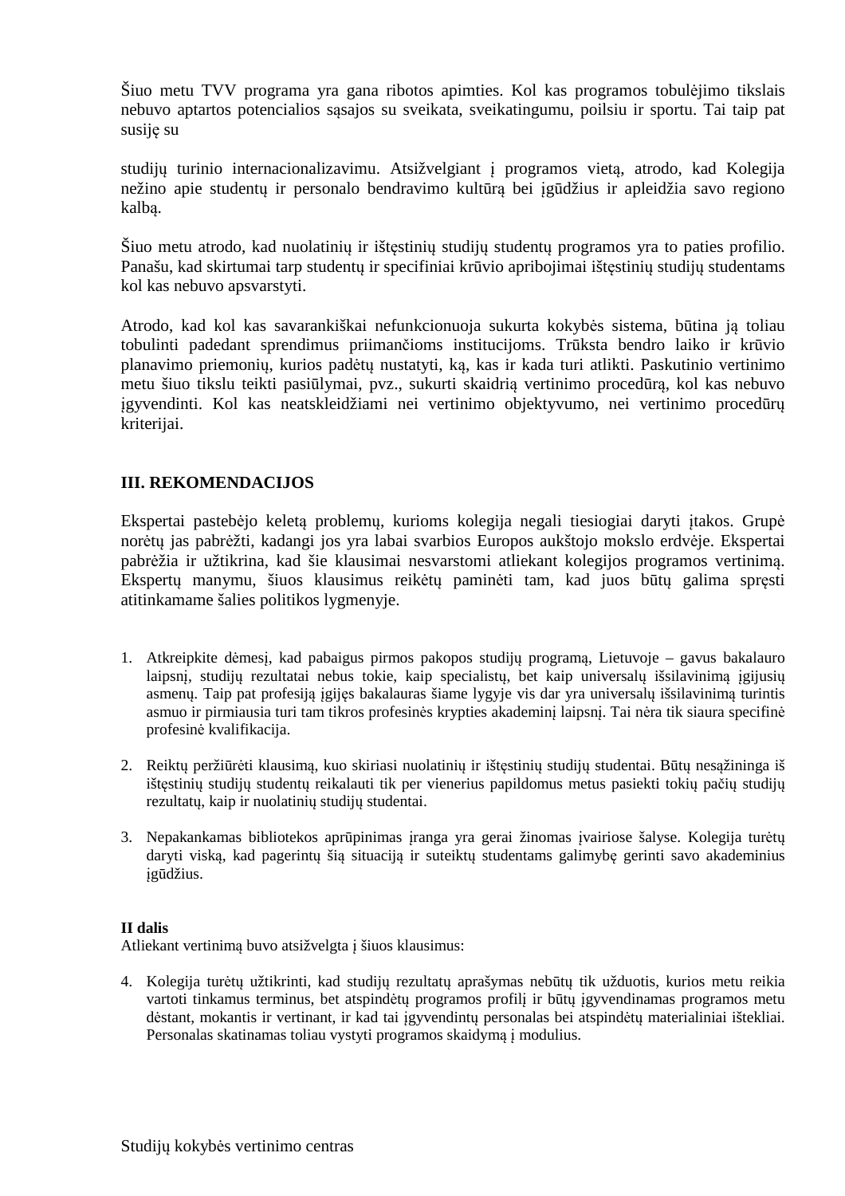Šiuo metu TVV programa yra gana ribotos apimties. Kol kas programos tobulėjimo tikslais nebuvo aptartos potencialios sąsajos su sveikata, sveikatingumu, poilsiu ir sportu. Tai taip pat susiję su

studijų turinio internacionalizavimu. Atsižvelgiant į programos vietą, atrodo, kad Kolegija nežino apie studentų ir personalo bendravimo kultūrą bei įgūdžius ir apleidžia savo regiono kalbą.

Šiuo metu atrodo, kad nuolatinių ir ištęstinių studijų studentų programos yra to paties profilio. Panašu, kad skirtumai tarp studentų ir specifiniai krūvio apribojimai ištęstinių studijų studentams kol kas nebuvo apsvarstyti.

Atrodo, kad kol kas savarankiškai nefunkcionuoja sukurta kokybės sistema, būtina ją toliau tobulinti padedant sprendimus priimančioms institucijoms. Trūksta bendro laiko ir krūvio planavimo priemonių, kurios padėtų nustatyti, ką, kas ir kada turi atlikti. Paskutinio vertinimo metu šiuo tikslu teikti pasiūlymai, pvz., sukurti skaidrią vertinimo procedūrą, kol kas nebuvo įgyvendinti. Kol kas neatskleidžiami nei vertinimo objektyvumo, nei vertinimo procedūrų kriterijai.

## III. REKOMENDACIJOS

Ekspertai pastebėjo keletą problemų, kurioms kolegija negali tiesiogiai daryti įtakos. Grupė norėtų jas pabrėžti, kadangi jos yra labai svarbios Europos aukštojo mokslo erdvėje. Ekspertai pabrėžia ir užtikrina, kad šie klausimai nesvarstomi atliekant kolegijos programos vertinimą. Ekspertų manymu, šiuos klausimus reikėtų paminėti tam, kad juos būtų galima spręsti atitinkamame šalies politikos lygmenyje.

1. Atkreipkite dėmesį, kad pabaigus pirmos pakopos studijų programą, Lietuvoje – gavus bakalauro laipsnį, studijų rezultatai nebus tokie, kaip specialistų, bet kaip universalų išsilavinimą įgijusių asmenų. Taip pat profesiją įgijęs bakalauras šiame lygyje vis dar yra universalų išsilavinimą turintis asmuo ir pirmiausia turi tam tikros profesinės krypties akademinį laipsnį. Tai nėra tik siaura specifinė profesinė kvalifikacija.

2. Reiktų peržiūrėti klausimą, kuo skiriasi nuolatinių ir ištęstinių studijų studentai. Būtų nesąžininga iš ištęstinių studijų studentų reikalauti tik per vienerius papildomus metus pasiekti tokių pačių studijų rezultatų, kaip ir nuolatinių studijų studentai.

3. Nepakankamas bibliotekos aprūpinimas įranga yra gerai žinomas įvairiose šalyse. Kolegija turėtų daryti viską, kad pagerintų šią situaciją ir suteiktų studentams galimybę gerinti savo akademinius įgūdžius.

**II dalis**
Atliekant vertinimą buvo atsižvelgta į šiuos klausimus:

4. Kolegija turėtų užtikrinti, kad studijų rezultatų aprašymas nebūtų tik užduotis, kurios metu reikia vartoti tinkamus terminus, bet atspindėtų programos profilį ir būtų įgyvendinamas programos metu dėstant, mokantis ir vertinant, ir kad tai įgyvendintų personalas bei atspindėtų materialiniai ištekliai. Personalas skatinamas toliau vystyti programos skaidymą į modulius.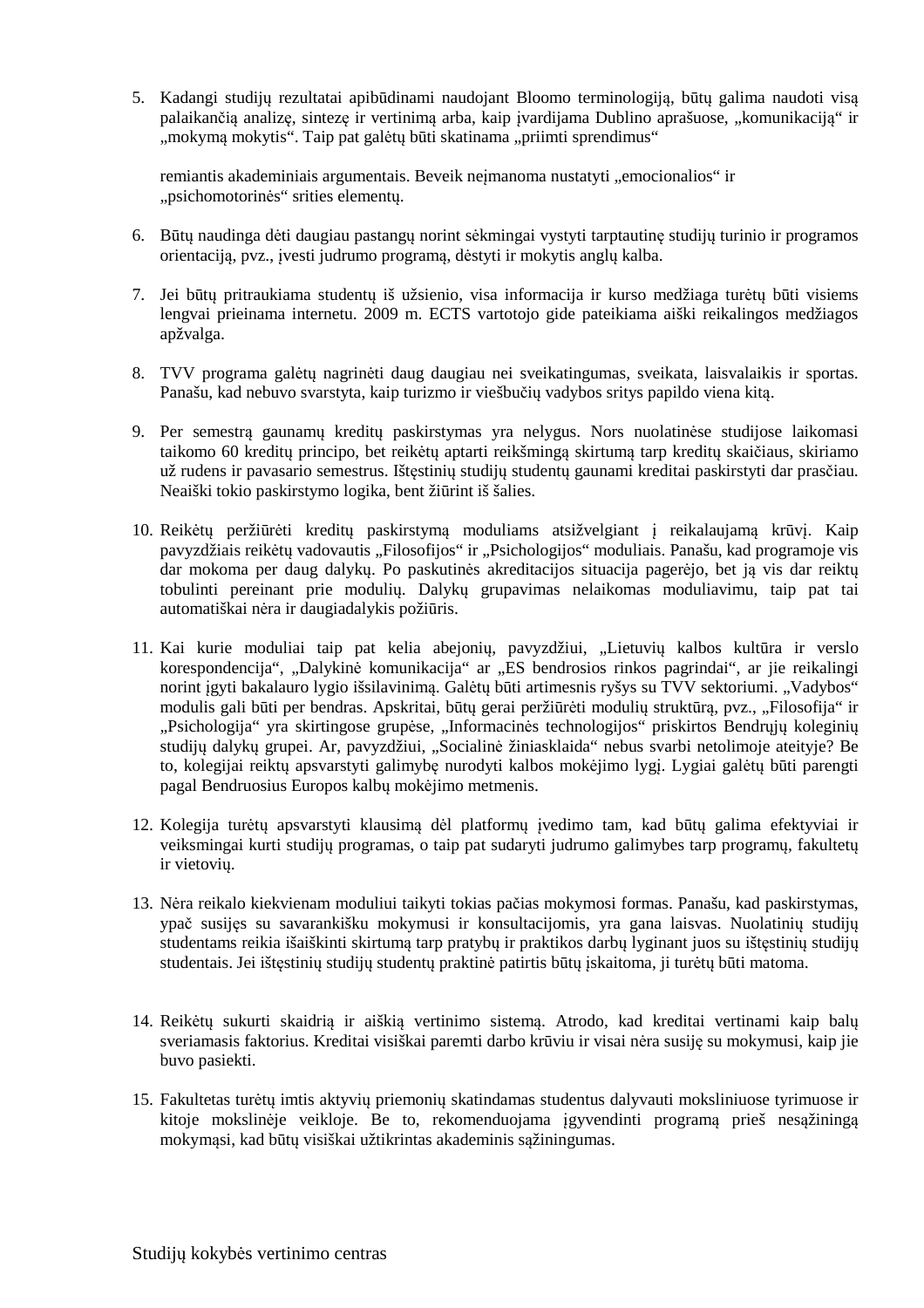5. Kadangi studijų rezultatai apibūdinami naudojant Bloomo terminologiją, būtų galima naudoti visą palaikančią analizę, sintezę ir vertinimą arba, kaip įvardijama Dublino aprašuose, „komunikaciją“ ir „mokymą mokytis“. Taip pat galėtų būti skatinama „priimti sprendimus“

   remiantis akademiniais argumentais. Beveik neįmanoma nustatyti „emocionalios“ ir „psichomotorinės“ srities elementų.

6. Būtų naudinga dėti daugiau pastangų norint sėkmingai vystyti tarptautinę studijų turinio ir programos orientaciją, pvz., įvesti judrumo programą, dėstyti ir mokytis anglų kalba.

7. Jei būtų pritraukiama studentų iš užsienio, visa informacija ir kurso medžiaga turėtų būti visiems lengvai prieinama internetu. 2009 m. ECTS vartotojo gide pateikiama aiški reikalingos medžiagos apžvalga.

8. TVV programa galėtų nagrinėti daug daugiau nei sveikatingumas, sveikata, laisvalaikis ir sportas. Panašu, kad nebuvo svarstyta, kaip turizmo ir viešbučių vadybos sritys papildo viena kitą.

9. Per semestrą gaunamų kreditų paskirstymas yra nelygus. Nors nuolatinėse studijose laikomasi taikomo 60 kreditų principo, bet reikėtų aptarti reikšmingą skirtumą tarp kreditų skaičiaus, skiriamo už rudens ir pavasario semestrus. Ištęstinių studijų studentų gaunami kreditai paskirstyti dar prasčiau. Neaiški tokio paskirstymo logika, bent žiūrint iš šalies.

10. Reikėtų peržiūrėti kreditų paskirstymą moduliams atsižvelgiant į reikalaujamą krūvį. Kaip pavyzdžiais reikėtų vadovautis „Filosofijos“ ir „Psichologijos“ moduliais. Panašu, kad programoje vis dar mokoma per daug dalykų. Po paskutinės akreditacijos situacija pagerėjo, bet ją vis dar reiktų tobulinti pereinant prie modulių. Dalykų grupavimas nelaikomas moduliavimu, taip pat tai automatiškai nėra ir daugiadalykis požiūris.

11. Kai kurie moduliai taip pat kelia abejonių, pavyzdžiui, „Lietuvių kalbos kultūra ir verslo korespondencija“, „Dalykinė komunikacija“ ar „ES bendrosios rinkos pagrindai“, ar jie reikalingi norint įgyti bakalauro lygio išsilavinimą. Galėtų būti artimesnis ryšys su TVV sektoriumi. „Vadybos“ modulis gali būti per bendras. Apskritai, būtų gerai peržiūrėti modulių struktūrą, pvz., „Filosofija“ ir „Psichologija“ yra skirtingose grupėse, „Informacinės technologijos“ priskirtos Bendrųjų koleginių studijų dalykų grupei. Ar, pavyzdžiui, „Socialinė žiniasklaida“ nebus svarbi netolimoje ateityje? Be to, kolegijai reiktų apsvarstyti galimybę nurodyti kalbos mokėjimo lygį. Lygiai galėtų būti parengti pagal Bendruosius Europos kalbų mokėjimo metmenis.

12. Kolegija turėtų apsvarstyti klausimą dėl platformų įvedimo tam, kad būtų galima efektyviai ir veiksmingai kurti studijų programas, o taip pat sudaryti judrumo galimybes tarp programų, fakultetų ir vietovių.

13. Nėra reikalo kiekvienam moduliui taikyti tokias pačias mokymosi formas. Panašu, kad paskirstymas, ypač susijęs su savarankišku mokymusi ir konsultacijomis, yra gana laisvas. Nuolatinių studijų studentams reikia išaiškinti skirtumą tarp pratybų ir praktikos darbų lyginant juos su ištęstinių studijų studentais. Jei ištęstinių studijų studentų praktinė patirtis būtų įskaitoma, ji turėtų būti matoma.

14. Reikėtų sukurti skaidrią ir aiškią vertinimo sistemą. Atrodo, kad kreditai vertinami kaip balų sveriamasis faktorius. Kreditai visiškai paremti darbo krūviu ir visai nėra susiję su mokymusi, kaip jie buvo pasiekti.

15. Fakultetas turėtų imtis aktyvių priemonių skatindamas studentus dalyvauti moksliniuose tyrimuose ir kitoje mokslinėje veikloje. Be to, rekomenduojama įgyvendinti programą prieš nesąžiningą mokymąsi, kad būtų visiškai užtikrintas akademinis sąžiningumas.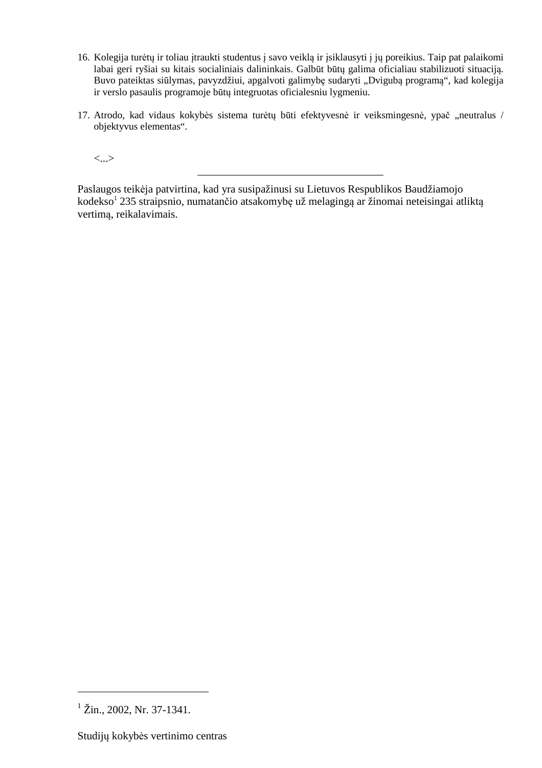16. Kolegija turėtų ir toliau įtraukti studentus į savo veiklą ir įsiklausyti į jų poreikius. Taip pat palaikomi labai geri ryšiai su kitais socialiniais dalininkais. Galbūt būtų galima oficialiau stabilizuoti situaciją. Buvo pateiktas siūlymas, pavyzdžiui, apgalvoti galimybę sudaryti „Dvigubą programą“, kad kolegija ir verslo pasaulis programoje būtų integruotas oficialesniu lygmeniu.

17. Atrodo, kad vidaus kokybės sistema turėtų būti efektyvesnė ir veiksmingesnė, ypač „neutralus / objektyvus elementas“.

<...>

___________________________________

Paslaugos teikėja patvirtina, kad yra susipažinusi su Lietuvos Respublikos Baudžiamojo kodekso[1] 235 straipsnio, numatančio atsakomybę už melagingą ar žinomai neteisingai atliktą vertimą, reikalavimais.

---

[1] Žin., 2002, Nr. 37-1341.

Studijų kokybės vertinimo centras